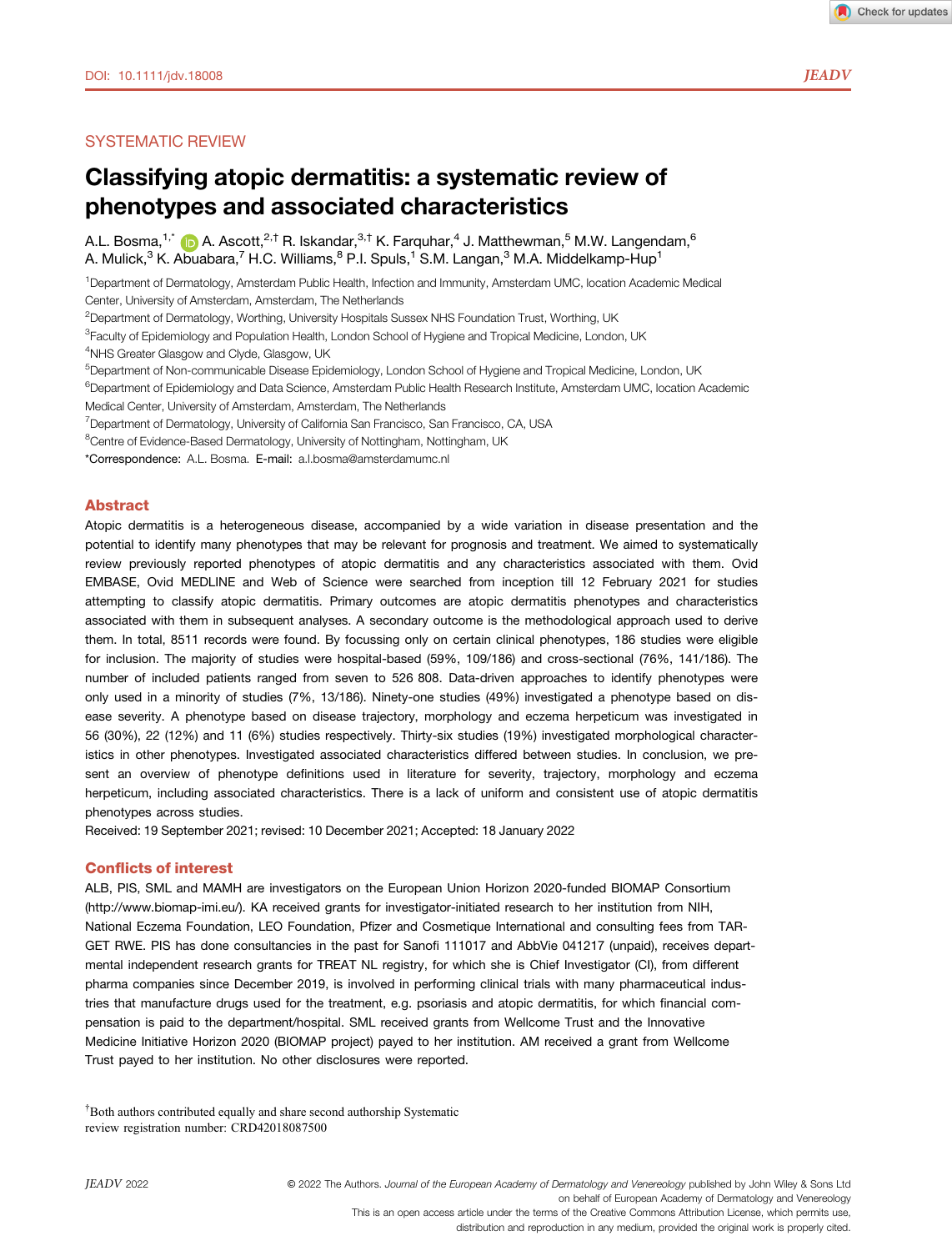DOI: 10.1111/jdv.18008

SYSTEMATIC REVIEW

# Classifying atopic dermatitis: a systematic review of phenotypes and associated characteristics

A.L. Bosma,[1,*] A. Ascott,[2,†] R. Iskandar,[3,†] K. Farquhar,[4] J. Matthewman,[5] M.W. Langendam,[6] A. Mulick,[3] K. Abuabara,[7] H.C. Williams,[8] P.I. Spuls,[1] S.M. Langan,[3] M.A. Middelkamp-Hup[1]

[1]Department of Dermatology, Amsterdam Public Health, Infection and Immunity, Amsterdam UMC, location Academic Medical Center, University of Amsterdam, Amsterdam, The Netherlands
[2]Department of Dermatology, Worthing, University Hospitals Sussex NHS Foundation Trust, Worthing, UK
[3]Faculty of Epidemiology and Population Health, London School of Hygiene and Tropical Medicine, London, UK
[4]NHS Greater Glasgow and Clyde, Glasgow, UK
[5]Department of Non-communicable Disease Epidemiology, London School of Hygiene and Tropical Medicine, London, UK
[6]Department of Epidemiology and Data Science, Amsterdam Public Health Research Institute, Amsterdam UMC, location Academic Medical Center, University of Amsterdam, Amsterdam, The Netherlands
[7]Department of Dermatology, University of California San Francisco, San Francisco, CA, USA
[8]Centre of Evidence-Based Dermatology, University of Nottingham, Nottingham, UK
*Correspondence: A.L. Bosma. E-mail: a.l.bosma@amsterdamumc.nl

## Abstract

Atopic dermatitis is a heterogeneous disease, accompanied by a wide variation in disease presentation and the potential to identify many phenotypes that may be relevant for prognosis and treatment. We aimed to systematically review previously reported phenotypes of atopic dermatitis and any characteristics associated with them. Ovid EMBASE, Ovid MEDLINE and Web of Science were searched from inception till 12 February 2021 for studies attempting to classify atopic dermatitis. Primary outcomes are atopic dermatitis phenotypes and characteristics associated with them in subsequent analyses. A secondary outcome is the methodological approach used to derive them. In total, 8511 records were found. By focussing only on certain clinical phenotypes, 186 studies were eligible for inclusion. The majority of studies were hospital-based (59%, 109/186) and cross-sectional (76%, 141/186). The number of included patients ranged from seven to 526 808. Data-driven approaches to identify phenotypes were only used in a minority of studies (7%, 13/186). Ninety-one studies (49%) investigated a phenotype based on disease severity. A phenotype based on disease trajectory, morphology and eczema herpeticum was investigated in 56 (30%), 22 (12%) and 11 (6%) studies respectively. Thirty-six studies (19%) investigated morphological characteristics in other phenotypes. Investigated associated characteristics differed between studies. In conclusion, we present an overview of phenotype definitions used in literature for severity, trajectory, morphology and eczema herpeticum, including associated characteristics. There is a lack of uniform and consistent use of atopic dermatitis phenotypes across studies.

Received: 19 September 2021; revised: 10 December 2021; Accepted: 18 January 2022

## Conflicts of interest

ALB, PIS, SML and MAMH are investigators on the European Union Horizon 2020-funded BIOMAP Consortium (http://www.biomap-imi.eu/). KA received grants for investigator-initiated research to her institution from NIH, National Eczema Foundation, LEO Foundation, Pfizer and Cosmetique International and consulting fees from TARGET RWE. PIS has done consultancies in the past for Sanofi 111017 and AbbVie 041217 (unpaid), receives departmental independent research grants for TREAT NL registry, for which she is Chief Investigator (CI), from different pharma companies since December 2019, is involved in performing clinical trials with many pharmaceutical industries that manufacture drugs used for the treatment, e.g. psoriasis and atopic dermatitis, for which financial compensation is paid to the department/hospital. SML received grants from Wellcome Trust and the Innovative Medicine Initiative Horizon 2020 (BIOMAP project) payed to her institution. AM received a grant from Wellcome Trust payed to her institution. No other disclosures were reported.

[†]Both authors contributed equally and share second authorship Systematic review registration number: CRD42018087500

© 2022 The Authors. *Journal of the European Academy of Dermatology and Venereology* published by John Wiley & Sons Ltd on behalf of European Academy of Dermatology and Venereology
This is an open access article under the terms of the Creative Commons Attribution License, which permits use, distribution and reproduction in any medium, provided the original work is properly cited.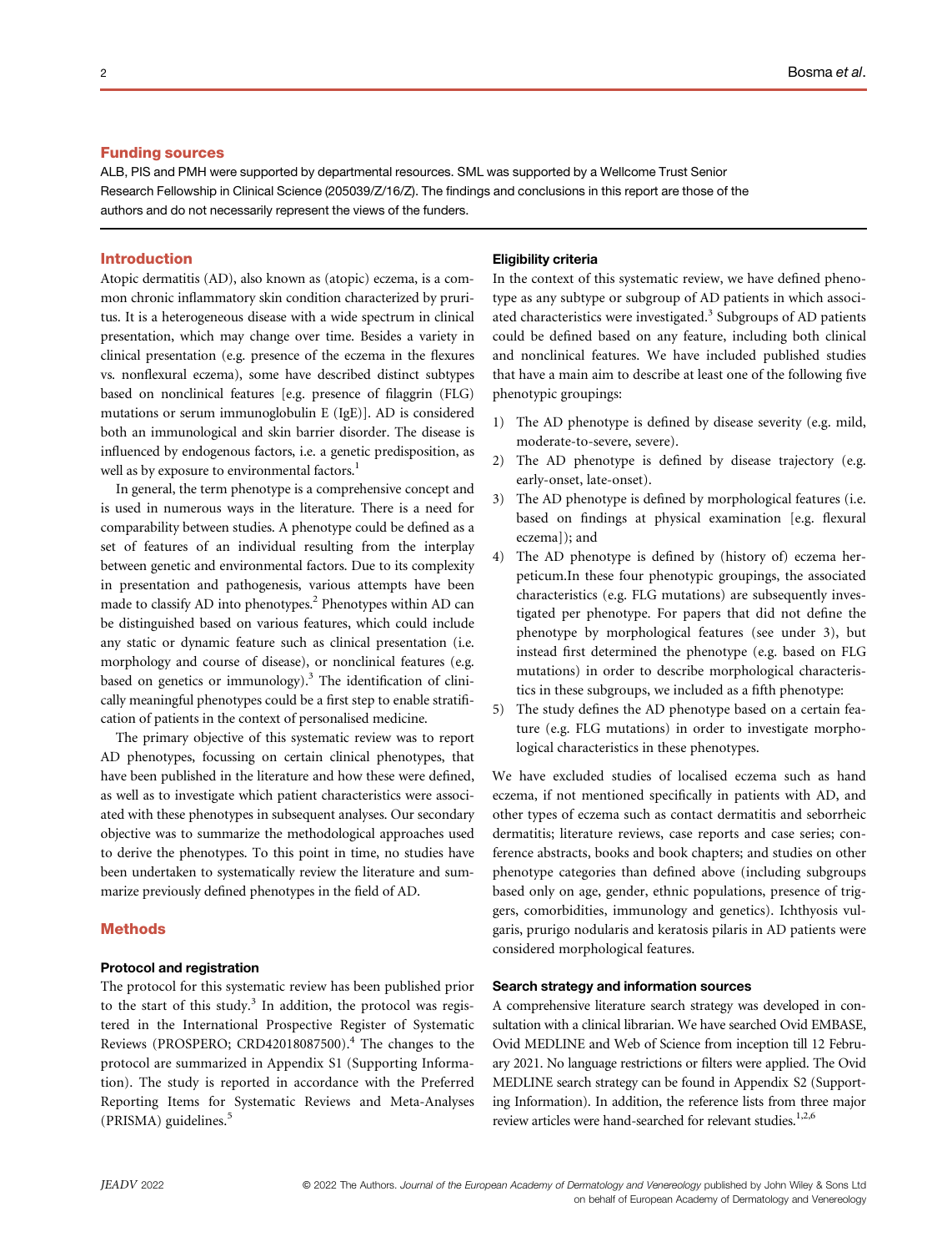## Funding sources

ALB, PIS and PMH were supported by departmental resources. SML was supported by a Wellcome Trust Senior Research Fellowship in Clinical Science (205039/Z/16/Z). The findings and conclusions in this report are those of the authors and do not necessarily represent the views of the funders.

## Introduction

Atopic dermatitis (AD), also known as (atopic) eczema, is a common chronic inflammatory skin condition characterized by pruritus. It is a heterogeneous disease with a wide spectrum in clinical presentation, which may change over time. Besides a variety in clinical presentation (e.g. presence of the eczema in the flexures vs. nonflexural eczema), some have described distinct subtypes based on nonclinical features [e.g. presence of filaggrin (FLG) mutations or serum immunoglobulin E (IgE)]. AD is considered both an immunological and skin barrier disorder. The disease is influenced by endogenous factors, i.e. a genetic predisposition, as well as by exposure to environmental factors.[1]

In general, the term phenotype is a comprehensive concept and is used in numerous ways in the literature. There is a need for comparability between studies. A phenotype could be defined as a set of features of an individual resulting from the interplay between genetic and environmental factors. Due to its complexity in presentation and pathogenesis, various attempts have been made to classify AD into phenotypes.[2] Phenotypes within AD can be distinguished based on various features, which could include any static or dynamic feature such as clinical presentation (i.e. morphology and course of disease), or nonclinical features (e.g. based on genetics or immunology).[3] The identification of clinically meaningful phenotypes could be a first step to enable stratification of patients in the context of personalised medicine.

The primary objective of this systematic review was to report AD phenotypes, focussing on certain clinical phenotypes, that have been published in the literature and how these were defined, as well as to investigate which patient characteristics were associated with these phenotypes in subsequent analyses. Our secondary objective was to summarize the methodological approaches used to derive the phenotypes. To this point in time, no studies have been undertaken to systematically review the literature and summarize previously defined phenotypes in the field of AD.

## Methods

### Protocol and registration

The protocol for this systematic review has been published prior to the start of this study.[3] In addition, the protocol was registered in the International Prospective Register of Systematic Reviews (PROSPERO; CRD42018087500).[4] The changes to the protocol are summarized in Appendix S1 (Supporting Information). The study is reported in accordance with the Preferred Reporting Items for Systematic Reviews and Meta-Analyses (PRISMA) guidelines.[5]

### Eligibility criteria

In the context of this systematic review, we have defined phenotype as any subtype or subgroup of AD patients in which associated characteristics were investigated.[3] Subgroups of AD patients could be defined based on any feature, including both clinical and nonclinical features. We have included published studies that have a main aim to describe at least one of the following five phenotypic groupings:

1) The AD phenotype is defined by disease severity (e.g. mild, moderate-to-severe, severe).
2) The AD phenotype is defined by disease trajectory (e.g. early-onset, late-onset).
3) The AD phenotype is defined by morphological features (i.e. based on findings at physical examination [e.g. flexural eczema]); and
4) The AD phenotype is defined by (history of) eczema herpeticum.In these four phenotypic groupings, the associated characteristics (e.g. FLG mutations) are subsequently investigated per phenotype. For papers that did not define the phenotype by morphological features (see under 3), but instead first determined the phenotype (e.g. based on FLG mutations) in order to describe morphological characteristics in these subgroups, we included as a fifth phenotype:
5) The study defines the AD phenotype based on a certain feature (e.g. FLG mutations) in order to investigate morphological characteristics in these phenotypes.

We have excluded studies of localised eczema such as hand eczema, if not mentioned specifically in patients with AD, and other types of eczema such as contact dermatitis and seborrheic dermatitis; literature reviews, case reports and case series; conference abstracts, books and book chapters; and studies on other phenotype categories than defined above (including subgroups based only on age, gender, ethnic populations, presence of triggers, comorbidities, immunology and genetics). Ichthyosis vulgaris, prurigo nodularis and keratosis pilaris in AD patients were considered morphological features.

### Search strategy and information sources

A comprehensive literature search strategy was developed in consultation with a clinical librarian. We have searched Ovid EMBASE, Ovid MEDLINE and Web of Science from inception till 12 February 2021. No language restrictions or filters were applied. The Ovid MEDLINE search strategy can be found in Appendix S2 (Supporting Information). In addition, the reference lists from three major review articles were hand-searched for relevant studies.[1,2,6]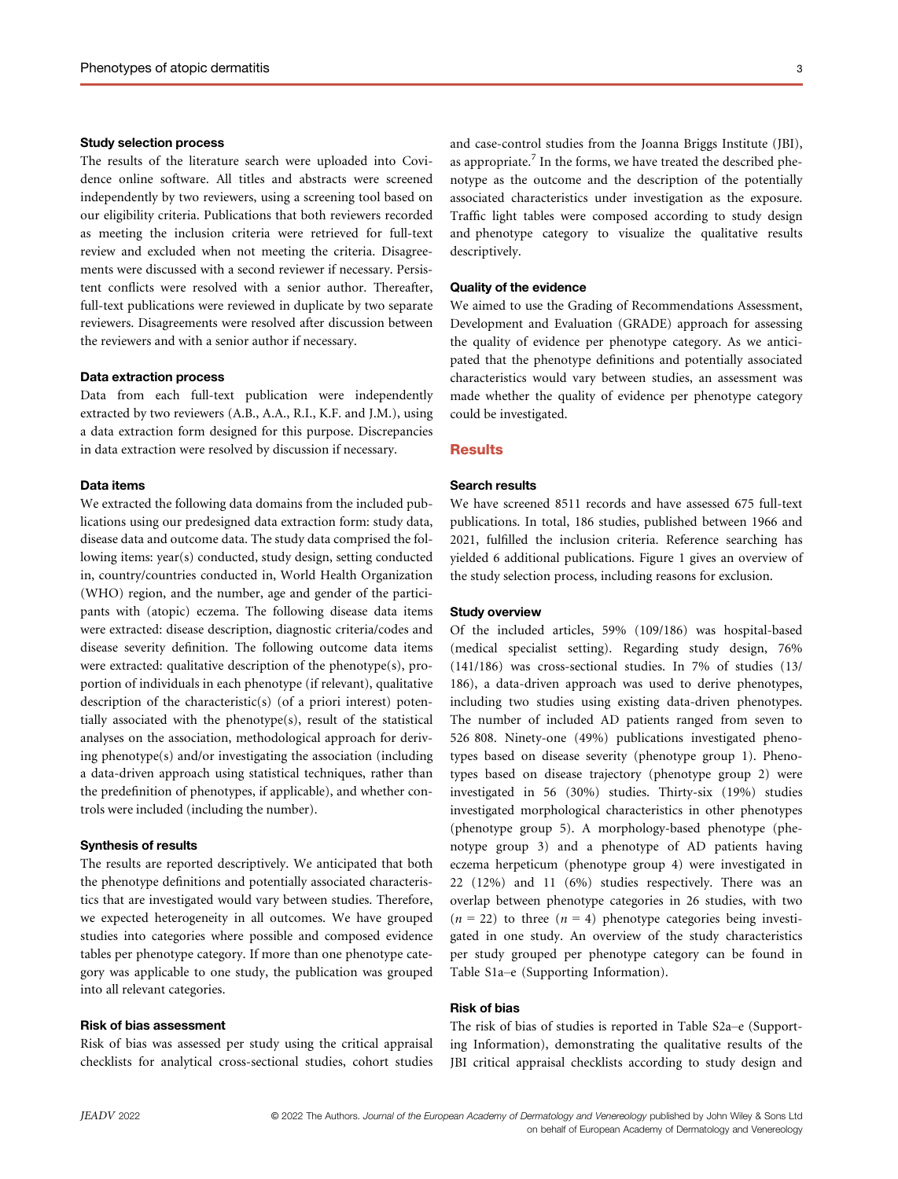### Study selection process

The results of the literature search were uploaded into Covidence online software. All titles and abstracts were screened independently by two reviewers, using a screening tool based on our eligibility criteria. Publications that both reviewers recorded as meeting the inclusion criteria were retrieved for full-text review and excluded when not meeting the criteria. Disagreements were discussed with a second reviewer if necessary. Persistent conflicts were resolved with a senior author. Thereafter, full-text publications were reviewed in duplicate by two separate reviewers. Disagreements were resolved after discussion between the reviewers and with a senior author if necessary.

### Data extraction process

Data from each full-text publication were independently extracted by two reviewers (A.B., A.A., R.I., K.F. and J.M.), using a data extraction form designed for this purpose. Discrepancies in data extraction were resolved by discussion if necessary.

### Data items

We extracted the following data domains from the included publications using our predesigned data extraction form: study data, disease data and outcome data. The study data comprised the following items: year(s) conducted, study design, setting conducted in, country/countries conducted in, World Health Organization (WHO) region, and the number, age and gender of the participants with (atopic) eczema. The following disease data items were extracted: disease description, diagnostic criteria/codes and disease severity definition. The following outcome data items were extracted: qualitative description of the phenotype(s), proportion of individuals in each phenotype (if relevant), qualitative description of the characteristic(s) (of a priori interest) potentially associated with the phenotype(s), result of the statistical analyses on the association, methodological approach for deriving phenotype(s) and/or investigating the association (including a data-driven approach using statistical techniques, rather than the predefinition of phenotypes, if applicable), and whether controls were included (including the number).

### Synthesis of results

The results are reported descriptively. We anticipated that both the phenotype definitions and potentially associated characteristics that are investigated would vary between studies. Therefore, we expected heterogeneity in all outcomes. We have grouped studies into categories where possible and composed evidence tables per phenotype category. If more than one phenotype category was applicable to one study, the publication was grouped into all relevant categories.

### Risk of bias assessment

Risk of bias was assessed per study using the critical appraisal checklists for analytical cross-sectional studies, cohort studies and case-control studies from the Joanna Briggs Institute (JBI), as appropriate.[7] In the forms, we have treated the described phenotype as the outcome and the description of the potentially associated characteristics under investigation as the exposure. Traffic light tables were composed according to study design and phenotype category to visualize the qualitative results descriptively.

### Quality of the evidence

We aimed to use the Grading of Recommendations Assessment, Development and Evaluation (GRADE) approach for assessing the quality of evidence per phenotype category. As we anticipated that the phenotype definitions and potentially associated characteristics would vary between studies, an assessment was made whether the quality of evidence per phenotype category could be investigated.

## Results

### Search results

We have screened 8511 records and have assessed 675 full-text publications. In total, 186 studies, published between 1966 and 2021, fulfilled the inclusion criteria. Reference searching has yielded 6 additional publications. Figure 1 gives an overview of the study selection process, including reasons for exclusion.

### Study overview

Of the included articles, 59% (109/186) was hospital-based (medical specialist setting). Regarding study design, 76% (141/186) was cross-sectional studies. In 7% of studies (13/186), a data-driven approach was used to derive phenotypes, including two studies using existing data-driven phenotypes. The number of included AD patients ranged from seven to 526 808. Ninety-one (49%) publications investigated phenotypes based on disease severity (phenotype group 1). Phenotypes based on disease trajectory (phenotype group 2) were investigated in 56 (30%) studies. Thirty-six (19%) studies investigated morphological characteristics in other phenotypes (phenotype group 5). A morphology-based phenotype (phenotype group 3) and a phenotype of AD patients having eczema herpeticum (phenotype group 4) were investigated in 22 (12%) and 11 (6%) studies respectively. There was an overlap between phenotype categories in 26 studies, with two ($n = 22$) to three ($n = 4$) phenotype categories being investigated in one study. An overview of the study characteristics per study grouped per phenotype category can be found in Table S1a–e (Supporting Information).

### Risk of bias

The risk of bias of studies is reported in Table S2a–e (Supporting Information), demonstrating the qualitative results of the JBI critical appraisal checklists according to study design and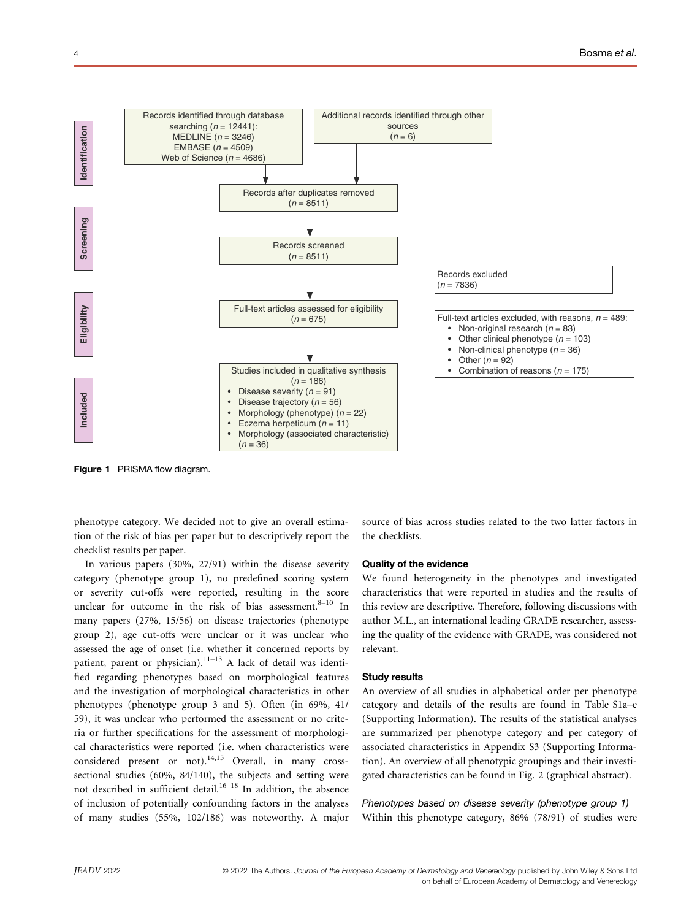**Identification**

Records identified through database searching ($n$ = 12441):
MEDLINE ($n$ = 3246)
EMBASE ($n$ = 4509)
Web of Science ($n$ = 4686)

Additional records identified through other sources ($n$ = 6)

Records after duplicates removed ($n$ = 8511)

**Screening**

Records screened ($n$ = 8511)

Records excluded ($n$ = 7836)

**Eligibility**

Full-text articles assessed for eligibility ($n$ = 675)

Full-text articles excluded, with reasons, $n$ = 489:

- Non-original research ($n$ = 83)
- Other clinical phenotype ($n$ = 103)
- Non-clinical phenotype ($n$ = 36)
- Other ($n$ = 92)
- Combination of reasons ($n$ = 175)

**Included**

Studies included in qualitative synthesis ($n$ = 186)

- Disease severity ($n$ = 91)
- Disease trajectory ($n$ = 56)
- Morphology (phenotype) ($n$ = 22)
- Eczema herpeticum ($n$ = 11)
- Morphology (associated characteristic) ($n$ = 36)

**Figure 1** PRISMA flow diagram.

phenotype category. We decided not to give an overall estimation of the risk of bias per paper but to descriptively report the checklist results per paper.

In various papers (30%, 27/91) within the disease severity category (phenotype group 1), no predefined scoring system or severity cut-offs were reported, resulting in the score unclear for outcome in the risk of bias assessment.[8–10] In many papers (27%, 15/56) on disease trajectories (phenotype group 2), age cut-offs were unclear or it was unclear who assessed the age of onset (i.e. whether it concerned reports by patient, parent or physician).[11–13] A lack of detail was identified regarding phenotypes based on morphological features and the investigation of morphological characteristics in other phenotypes (phenotype group 3 and 5). Often (in 69%, 41/59), it was unclear who performed the assessment or no criteria or further specifications for the assessment of morphological characteristics were reported (i.e. when characteristics were considered present or not).[14,15] Overall, in many cross-sectional studies (60%, 84/140), the subjects and setting were not described in sufficient detail.[16–18] In addition, the absence of inclusion of potentially confounding factors in the analyses of many studies (55%, 102/186) was noteworthy. A major source of bias across studies related to the two latter factors in the checklists.

### Quality of the evidence

We found heterogeneity in the phenotypes and investigated characteristics that were reported in studies and the results of this review are descriptive. Therefore, following discussions with author M.L., an international leading GRADE researcher, assessing the quality of the evidence with GRADE, was considered not relevant.

### Study results

An overview of all studies in alphabetical order per phenotype category and details of the results are found in Table S1a–e (Supporting Information). The results of the statistical analyses are summarized per phenotype category and per category of associated characteristics in Appendix S3 (Supporting Information). An overview of all phenotypic groupings and their investigated characteristics can be found in Fig. 2 (graphical abstract).

#### *Phenotypes based on disease severity (phenotype group 1)*

Within this phenotype category, 86% (78/91) of studies were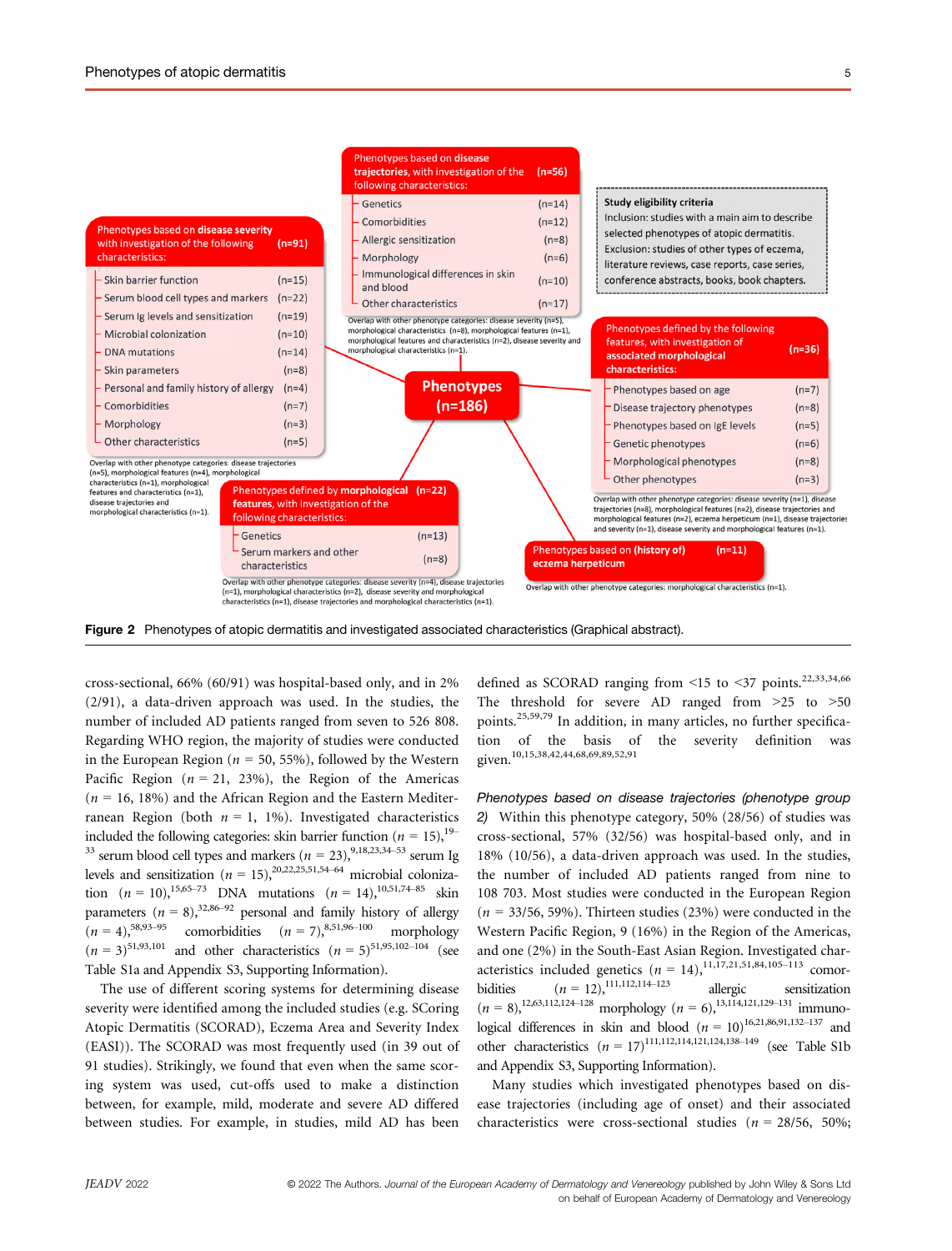**Phenotypes (n=186)**

**Phenotypes based on disease severity** with investigation of the following characteristics: **(n=91)**

- Skin barrier function (n=15)
- Serum blood cell types and markers (n=22)
- Serum Ig levels and sensitization (n=19)
- Microbial colonization (n=10)
- DNA mutations (n=14)
- Skin parameters (n=8)
- Personal and family history of allergy (n=4)
- Comorbidities (n=7)
- Morphology (n=3)
- Other characteristics (n=5)

Overlap with other phenotype categories: disease trajectories (n=5), morphological features (n=4), morphological characteristics (n=1), morphological features and characteristics (n=1), disease trajectories and morphological characteristics (n=1).

**Phenotypes based on disease trajectories**, with investigation of the following characteristics: **(n=56)**

- Genetics (n=14)
- Comorbidities (n=12)
- Allergic sensitization (n=8)
- Morphology (n=6)
- Immunological differences in skin and blood (n=10)
- Other characteristics (n=17)

Overlap with other phenotype categories: disease severity (n=5), morphological characteristics (n=8), morphological features (n=1), morphological features and characteristics (n=2), disease severity and morphological characteristics (n=1).

**Study eligibility criteria**
Inclusion: studies with a main aim to describe selected phenotypes of atopic dermatitis.
Exclusion: studies of other types of eczema, literature reviews, case reports, case series, conference abstracts, books, book chapters.

**Phenotypes defined by the following features, with investigation of associated morphological characteristics: (n=36)**

- Phenotypes based on age (n=7)
- Disease trajectory phenotypes (n=8)
- Phenotypes based on IgE levels (n=5)
- Genetic phenotypes (n=6)
- Morphological phenotypes (n=8)
- Other phenotypes (n=3)

Overlap with other phenotype categories: disease severity (n=1), disease trajectories (n=8), morphological features (n=2), disease trajectories and morphological features (n=2), eczema herpeticum (n=1), disease trajectories and severity (n=1), disease severity and morphological features (n=1).

**Phenotypes defined by morphological features**, with investigation of the following characteristics: **(n=22)**

- Genetics (n=13)
- Serum markers and other characteristics (n=8)

Overlap with other phenotype categories: disease severity (n=4), disease trajectories (n=1), morphological characteristics (n=2), disease severity and morphological characteristics (n=1), disease trajectories and morphological characteristics (n=1).

**Phenotypes based on (history of) eczema herpeticum (n=11)**

Overlap with other phenotype categories: morphological characteristics (n=1).

**Figure 2** Phenotypes of atopic dermatitis and investigated associated characteristics (Graphical abstract).

cross-sectional, 66% (60/91) was hospital-based only, and in 2% (2/91), a data-driven approach was used. In the studies, the number of included AD patients ranged from seven to 526 808. Regarding WHO region, the majority of studies were conducted in the European Region ($n$ = 50, 55%), followed by the Western Pacific Region ($n$ = 21, 23%), the Region of the Americas ($n$ = 16, 18%) and the African Region and the Eastern Mediterranean Region (both $n$ = 1, 1%). Investigated characteristics included the following categories: skin barrier function ($n$ = 15),[19–33] serum blood cell types and markers ($n$ = 23),[9,18,23,34–53] serum Ig levels and sensitization ($n$ = 15),[20,22,25,51,54–64] microbial colonization ($n$ = 10),[15,65–73] DNA mutations ($n$ = 14),[10,51,74–85] skin parameters ($n$ = 8),[32,86–92] personal and family history of allergy ($n$ = 4),[58,93–95] comorbidities ($n$ = 7),[8,51,96–100] morphology ($n$ = 3)[51,93,101] and other characteristics ($n$ = 5)[51,95,102–104] (see Table S1a and Appendix S3, Supporting Information).

The use of different scoring systems for determining disease severity were identified among the included studies (e.g. SCoring Atopic Dermatitis (SCORAD), Eczema Area and Severity Index (EASI)). The SCORAD was most frequently used (in 39 out of 91 studies). Strikingly, we found that even when the same scoring system was used, cut-offs used to make a distinction between, for example, mild, moderate and severe AD differed between studies. For example, in studies, mild AD has been defined as SCORAD ranging from <15 to <37 points.[22,33,34,66] The threshold for severe AD ranged from >25 to >50 points.[25,59,79] In addition, in many articles, no further specification of the basis of the severity definition was given.[10,15,38,42,44,68,69,89,52,91]

*Phenotypes based on disease trajectories (phenotype group 2)* Within this phenotype category, 50% (28/56) of studies was cross-sectional, 57% (32/56) was hospital-based only, and in 18% (10/56), a data-driven approach was used. In the studies, the number of included AD patients ranged from nine to 108 703. Most studies were conducted in the European Region ($n$ = 33/56, 59%). Thirteen studies (23%) were conducted in the Western Pacific Region, 9 (16%) in the Region of the Americas, and one (2%) in the South-East Asian Region. Investigated characteristics included genetics ($n$ = 14),[11,17,21,51,84,105–113] comorbidities ($n$ = 12),[111,112,114–123] allergic sensitization ($n$ = 8),[12,63,112,124–128] morphology ($n$ = 6),[13,114,121,129–131] immunological differences in skin and blood ($n$ = 10)[16,21,86,91,132–137] and other characteristics ($n$ = 17)[111,112,114,121,124,138–149] (see Table S1b and Appendix S3, Supporting Information).

Many studies which investigated phenotypes based on disease trajectories (including age of onset) and their associated characteristics were cross-sectional studies ($n$ = 28/56, 50%;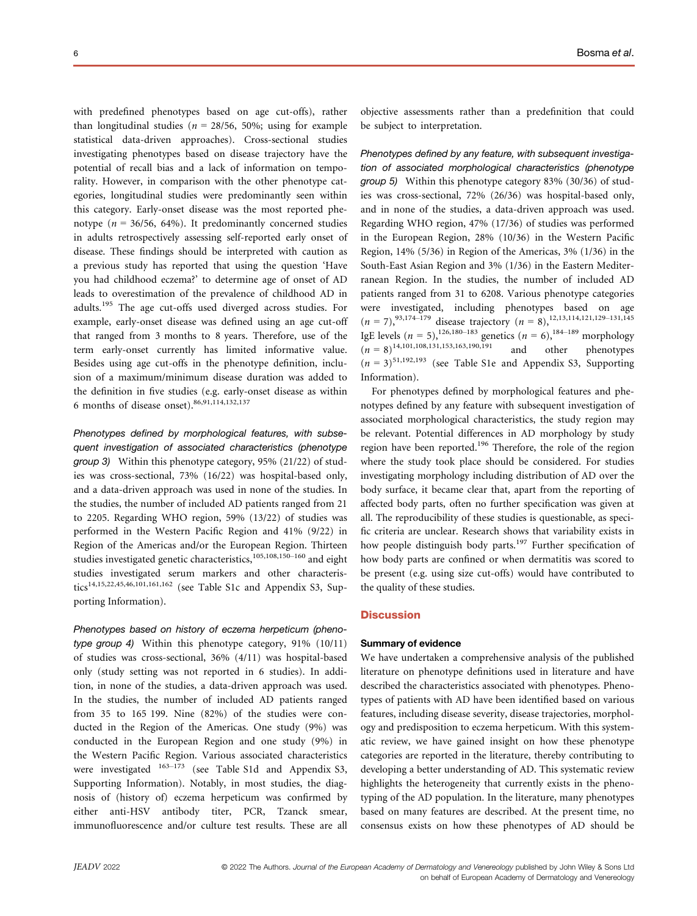with predefined phenotypes based on age cut-offs), rather than longitudinal studies ($n$ = 28/56, 50%; using for example statistical data-driven approaches). Cross-sectional studies investigating phenotypes based on disease trajectory have the potential of recall bias and a lack of information on temporality. However, in comparison with the other phenotype categories, longitudinal studies were predominantly seen within this category. Early-onset disease was the most reported phenotype ($n$ = 36/56, 64%). It predominantly concerned studies in adults retrospectively assessing self-reported early onset of disease. These findings should be interpreted with caution as a previous study has reported that using the question 'Have you had childhood eczema?' to determine age of onset of AD leads to overestimation of the prevalence of childhood AD in adults.[195] The age cut-offs used diverged across studies. For example, early-onset disease was defined using an age cut-off that ranged from 3 months to 8 years. Therefore, use of the term early-onset currently has limited informative value. Besides using age cut-offs in the phenotype definition, inclusion of a maximum/minimum disease duration was added to the definition in five studies (e.g. early-onset disease as within 6 months of disease onset).[86,91,114,132,137]

*Phenotypes defined by morphological features, with subsequent investigation of associated characteristics (phenotype group 3)* Within this phenotype category, 95% (21/22) of studies was cross-sectional, 73% (16/22) was hospital-based only, and a data-driven approach was used in none of the studies. In the studies, the number of included AD patients ranged from 21 to 2205. Regarding WHO region, 59% (13/22) of studies was performed in the Western Pacific Region and 41% (9/22) in Region of the Americas and/or the European Region. Thirteen studies investigated genetic characteristics,[105,108,150–160] and eight studies investigated serum markers and other characteristics[14,15,22,45,46,101,161,162] (see Table S1c and Appendix S3, Supporting Information).

*Phenotypes based on history of eczema herpeticum (phenotype group 4)* Within this phenotype category, 91% (10/11) of studies was cross-sectional, 36% (4/11) was hospital-based only (study setting was not reported in 6 studies). In addition, in none of the studies, a data-driven approach was used. In the studies, the number of included AD patients ranged from 35 to 165 199. Nine (82%) of the studies were conducted in the Region of the Americas. One study (9%) was conducted in the European Region and one study (9%) in the Western Pacific Region. Various associated characteristics were investigated [163–173] (see Table S1d and Appendix S3, Supporting Information). Notably, in most studies, the diagnosis of (history of) eczema herpeticum was confirmed by either anti-HSV antibody titer, PCR, Tzanck smear, immunofluorescence and/or culture test results. These are all objective assessments rather than a predefinition that could be subject to interpretation.

*Phenotypes defined by any feature, with subsequent investigation of associated morphological characteristics (phenotype group 5)* Within this phenotype category 83% (30/36) of studies was cross-sectional, 72% (26/36) was hospital-based only, and in none of the studies, a data-driven approach was used. Regarding WHO region, 47% (17/36) of studies was performed in the European Region, 28% (10/36) in the Western Pacific Region, 14% (5/36) in Region of the Americas, 3% (1/36) in the South-East Asian Region and 3% (1/36) in the Eastern Mediterranean Region. In the studies, the number of included AD patients ranged from 31 to 6208. Various phenotype categories were investigated, including phenotypes based on age ($n$ = 7),[93,174–179] disease trajectory ($n$ = 8),[12,13,114,121,129–131,145] IgE levels ($n$ = 5),[126,180–183] genetics ($n$ = 6),[184–189] morphology ($n$ = 8)[14,101,108,131,153,163,190,191] and other phenotypes ($n$ = 3)[51,192,193] (see Table S1e and Appendix S3, Supporting Information).

For phenotypes defined by morphological features and phenotypes defined by any feature with subsequent investigation of associated morphological characteristics, the study region may be relevant. Potential differences in AD morphology by study region have been reported.[196] Therefore, the role of the region where the study took place should be considered. For studies investigating morphology including distribution of AD over the body surface, it became clear that, apart from the reporting of affected body parts, often no further specification was given at all. The reproducibility of these studies is questionable, as specific criteria are unclear. Research shows that variability exists in how people distinguish body parts.[197] Further specification of how body parts are confined or when dermatitis was scored to be present (e.g. using size cut-offs) would have contributed to the quality of these studies.

## Discussion

### Summary of evidence

We have undertaken a comprehensive analysis of the published literature on phenotype definitions used in literature and have described the characteristics associated with phenotypes. Phenotypes of patients with AD have been identified based on various features, including disease severity, disease trajectories, morphology and predisposition to eczema herpeticum. With this systematic review, we have gained insight on how these phenotype categories are reported in the literature, thereby contributing to developing a better understanding of AD. This systematic review highlights the heterogeneity that currently exists in the phenotyping of the AD population. In the literature, many phenotypes based on many features are described. At the present time, no consensus exists on how these phenotypes of AD should be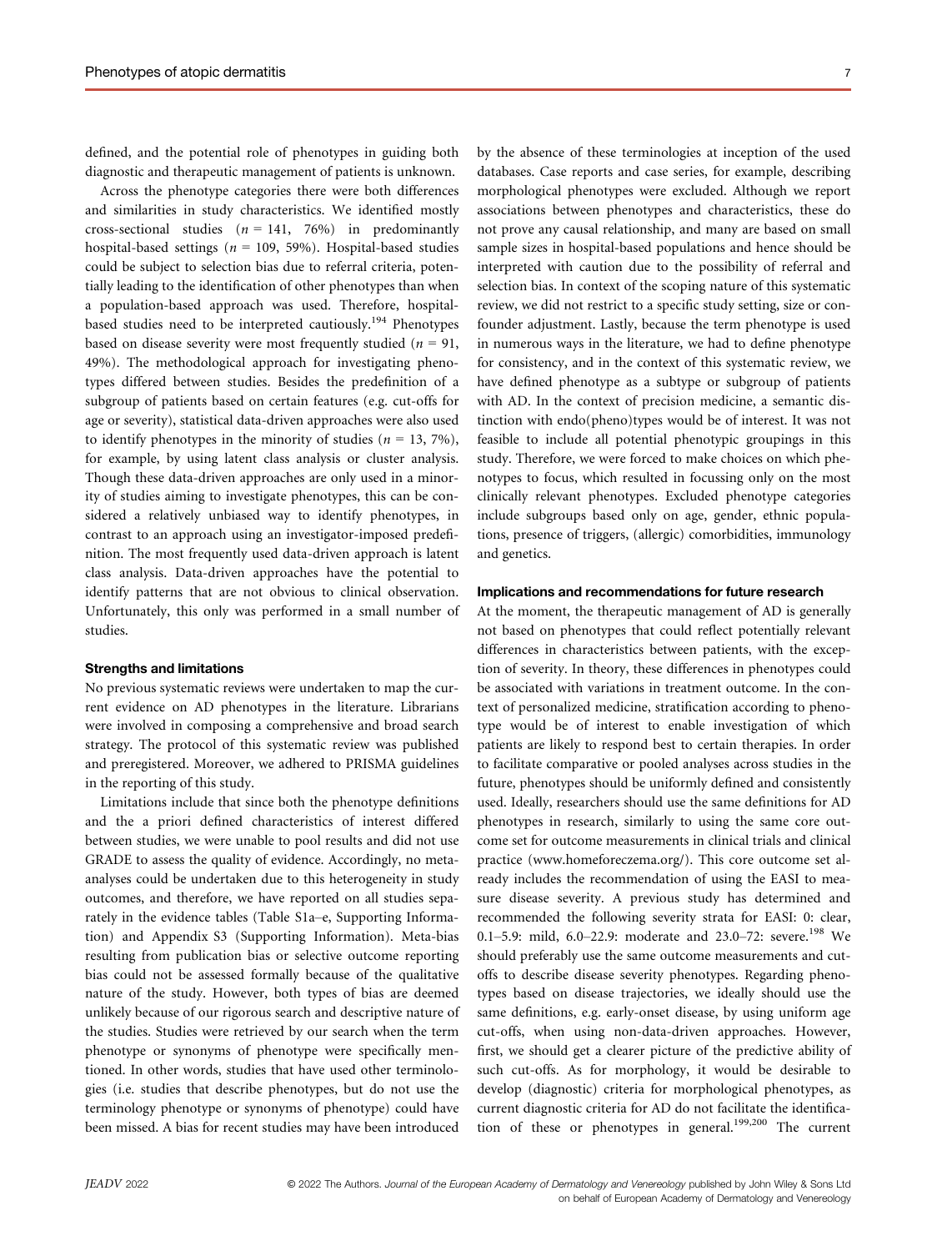defined, and the potential role of phenotypes in guiding both diagnostic and therapeutic management of patients is unknown.

Across the phenotype categories there were both differences and similarities in study characteristics. We identified mostly cross-sectional studies ($n = 141$, 76%) in predominantly hospital-based settings ($n = 109$, 59%). Hospital-based studies could be subject to selection bias due to referral criteria, potentially leading to the identification of other phenotypes than when a population-based approach was used. Therefore, hospital-based studies need to be interpreted cautiously.[194] Phenotypes based on disease severity were most frequently studied ($n = 91$, 49%). The methodological approach for investigating phenotypes differed between studies. Besides the predefinition of a subgroup of patients based on certain features (e.g. cut-offs for age or severity), statistical data-driven approaches were also used to identify phenotypes in the minority of studies ($n = 13$, 7%), for example, by using latent class analysis or cluster analysis. Though these data-driven approaches are only used in a minority of studies aiming to investigate phenotypes, this can be considered a relatively unbiased way to identify phenotypes, in contrast to an approach using an investigator-imposed predefinition. The most frequently used data-driven approach is latent class analysis. Data-driven approaches have the potential to identify patterns that are not obvious to clinical observation. Unfortunately, this only was performed in a small number of studies.

#### Strengths and limitations

No previous systematic reviews were undertaken to map the current evidence on AD phenotypes in the literature. Librarians were involved in composing a comprehensive and broad search strategy. The protocol of this systematic review was published and preregistered. Moreover, we adhered to PRISMA guidelines in the reporting of this study.

Limitations include that since both the phenotype definitions and the a priori defined characteristics of interest differed between studies, we were unable to pool results and did not use GRADE to assess the quality of evidence. Accordingly, no meta-analyses could be undertaken due to this heterogeneity in study outcomes, and therefore, we have reported on all studies separately in the evidence tables (Table S1a–e, Supporting Information) and Appendix S3 (Supporting Information). Meta-bias resulting from publication bias or selective outcome reporting bias could not be assessed formally because of the qualitative nature of the study. However, both types of bias are deemed unlikely because of our rigorous search and descriptive nature of the studies. Studies were retrieved by our search when the term phenotype or synonyms of phenotype were specifically mentioned. In other words, studies that have used other terminologies (i.e. studies that describe phenotypes, but do not use the terminology phenotype or synonyms of phenotype) could have been missed. A bias for recent studies may have been introduced by the absence of these terminologies at inception of the used databases. Case reports and case series, for example, describing morphological phenotypes were excluded. Although we report associations between phenotypes and characteristics, these do not prove any causal relationship, and many are based on small sample sizes in hospital-based populations and hence should be interpreted with caution due to the possibility of referral and selection bias. In context of the scoping nature of this systematic review, we did not restrict to a specific study setting, size or confounder adjustment. Lastly, because the term phenotype is used in numerous ways in the literature, we had to define phenotype for consistency, and in the context of this systematic review, we have defined phenotype as a subtype or subgroup of patients with AD. In the context of precision medicine, a semantic distinction with endo(pheno)types would be of interest. It was not feasible to include all potential phenotypic groupings in this study. Therefore, we were forced to make choices on which phenotypes to focus, which resulted in focussing only on the most clinically relevant phenotypes. Excluded phenotype categories include subgroups based only on age, gender, ethnic populations, presence of triggers, (allergic) comorbidities, immunology and genetics.

#### Implications and recommendations for future research

At the moment, the therapeutic management of AD is generally not based on phenotypes that could reflect potentially relevant differences in characteristics between patients, with the exception of severity. In theory, these differences in phenotypes could be associated with variations in treatment outcome. In the context of personalized medicine, stratification according to phenotype would be of interest to enable investigation of which patients are likely to respond best to certain therapies. In order to facilitate comparative or pooled analyses across studies in the future, phenotypes should be uniformly defined and consistently used. Ideally, researchers should use the same definitions for AD phenotypes in research, similarly to using the same core outcome set for outcome measurements in clinical trials and clinical practice (www.homeforeczema.org/). This core outcome set already includes the recommendation of using the EASI to measure disease severity. A previous study has determined and recommended the following severity strata for EASI: 0: clear, 0.1–5.9: mild, 6.0–22.9: moderate and 23.0–72: severe.[198] We should preferably use the same outcome measurements and cut-offs to describe disease severity phenotypes. Regarding phenotypes based on disease trajectories, we ideally should use the same definitions, e.g. early-onset disease, by using uniform age cut-offs, when using non-data-driven approaches. However, first, we should get a clearer picture of the predictive ability of such cut-offs. As for morphology, it would be desirable to develop (diagnostic) criteria for morphological phenotypes, as current diagnostic criteria for AD do not facilitate the identification of these or phenotypes in general.[199,200] The current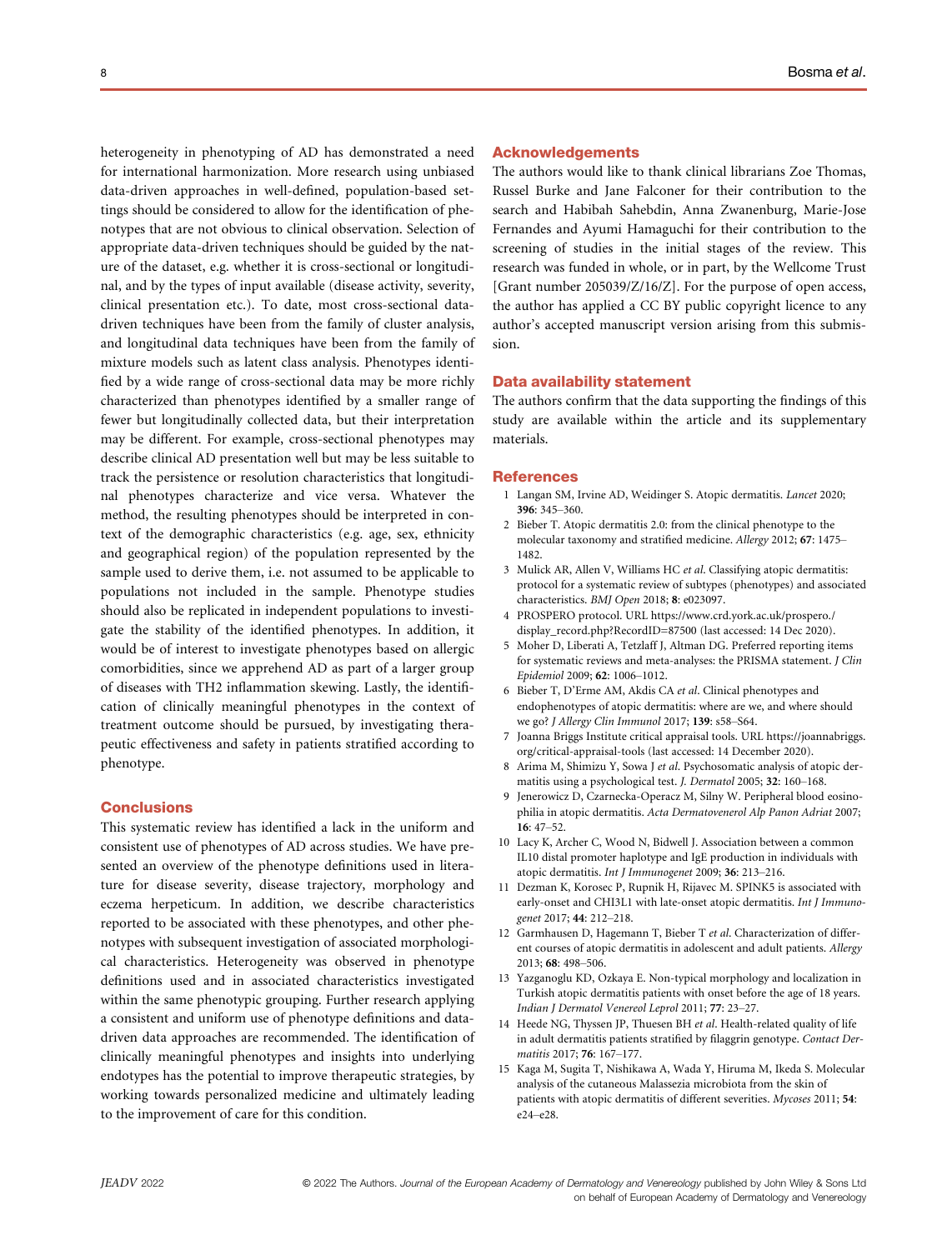heterogeneity in phenotyping of AD has demonstrated a need for international harmonization. More research using unbiased data-driven approaches in well-defined, population-based settings should be considered to allow for the identification of phenotypes that are not obvious to clinical observation. Selection of appropriate data-driven techniques should be guided by the nature of the dataset, e.g. whether it is cross-sectional or longitudinal, and by the types of input available (disease activity, severity, clinical presentation etc.). To date, most cross-sectional data-driven techniques have been from the family of cluster analysis, and longitudinal data techniques have been from the family of mixture models such as latent class analysis. Phenotypes identified by a wide range of cross-sectional data may be more richly characterized than phenotypes identified by a smaller range of fewer but longitudinally collected data, but their interpretation may be different. For example, cross-sectional phenotypes may describe clinical AD presentation well but may be less suitable to track the persistence or resolution characteristics that longitudinal phenotypes characterize and vice versa. Whatever the method, the resulting phenotypes should be interpreted in context of the demographic characteristics (e.g. age, sex, ethnicity and geographical region) of the population represented by the sample used to derive them, i.e. not assumed to be applicable to populations not included in the sample. Phenotype studies should also be replicated in independent populations to investigate the stability of the identified phenotypes. In addition, it would be of interest to investigate phenotypes based on allergic comorbidities, since we apprehend AD as part of a larger group of diseases with TH2 inflammation skewing. Lastly, the identification of clinically meaningful phenotypes in the context of treatment outcome should be pursued, by investigating therapeutic effectiveness and safety in patients stratified according to phenotype.

## Conclusions

This systematic review has identified a lack in the uniform and consistent use of phenotypes of AD across studies. We have presented an overview of the phenotype definitions used in literature for disease severity, disease trajectory, morphology and eczema herpeticum. In addition, we describe characteristics reported to be associated with these phenotypes, and other phenotypes with subsequent investigation of associated morphological characteristics. Heterogeneity was observed in phenotype definitions used and in associated characteristics investigated within the same phenotypic grouping. Further research applying a consistent and uniform use of phenotype definitions and data-driven data approaches are recommended. The identification of clinically meaningful phenotypes and insights into underlying endotypes has the potential to improve therapeutic strategies, by working towards personalized medicine and ultimately leading to the improvement of care for this condition.

## Acknowledgements

The authors would like to thank clinical librarians Zoe Thomas, Russel Burke and Jane Falconer for their contribution to the search and Habibah Sahebdin, Anna Zwanenburg, Marie-Jose Fernandes and Ayumi Hamaguchi for their contribution to the screening of studies in the initial stages of the review. This research was funded in whole, or in part, by the Wellcome Trust [Grant number 205039/Z/16/Z]. For the purpose of open access, the author has applied a CC BY public copyright licence to any author's accepted manuscript version arising from this submission.

## Data availability statement

The authors confirm that the data supporting the findings of this study are available within the article and its supplementary materials.

## References

1 Langan SM, Irvine AD, Weidinger S. Atopic dermatitis. *Lancet* 2020; **396**: 345–360.

2 Bieber T. Atopic dermatitis 2.0: from the clinical phenotype to the molecular taxonomy and stratified medicine. *Allergy* 2012; **67**: 1475–1482.

3 Mulick AR, Allen V, Williams HC *et al*. Classifying atopic dermatitis: protocol for a systematic review of subtypes (phenotypes) and associated characteristics. *BMJ Open* 2018; **8**: e023097.

4 PROSPERO protocol. URL https://www.crd.york.ac.uk/prospero./display_record.php?RecordID=87500 (last accessed: 14 Dec 2020).

5 Moher D, Liberati A, Tetzlaff J, Altman DG. Preferred reporting items for systematic reviews and meta-analyses: the PRISMA statement. *J Clin Epidemiol* 2009; **62**: 1006–1012.

6 Bieber T, D'Erme AM, Akdis CA *et al*. Clinical phenotypes and endophenotypes of atopic dermatitis: where are we, and where should we go? *J Allergy Clin Immunol* 2017; **139**: s58–S64.

7 Joanna Briggs Institute critical appraisal tools. URL https://joannabriggs.org/critical-appraisal-tools (last accessed: 14 December 2020).

8 Arima M, Shimizu Y, Sowa J *et al*. Psychosomatic analysis of atopic dermatitis using a psychological test. *J. Dermatol* 2005; **32**: 160–168.

9 Jenerowicz D, Czarnecka-Operacz M, Silny W. Peripheral blood eosinophilia in atopic dermatitis. *Acta Dermatovenerol Alp Panon Adriat* 2007; **16**: 47–52.

10 Lacy K, Archer C, Wood N, Bidwell J. Association between a common IL10 distal promoter haplotype and IgE production in individuals with atopic dermatitis. *Int J Immunogenet* 2009; **36**: 213–216.

11 Dezman K, Korosec P, Rupnik H, Rijavec M. SPINK5 is associated with early-onset and CHI3L1 with late-onset atopic dermatitis. *Int J Immunogenet* 2017; **44**: 212–218.

12 Garmhausen D, Hagemann T, Bieber T *et al*. Characterization of different courses of atopic dermatitis in adolescent and adult patients. *Allergy* 2013; **68**: 498–506.

13 Yazganoglu KD, Ozkaya E. Non-typical morphology and localization in Turkish atopic dermatitis patients with onset before the age of 18 years. *Indian J Dermatol Venereol Leprol* 2011; **77**: 23–27.

14 Heede NG, Thyssen JP, Thuesen BH *et al*. Health-related quality of life in adult dermatitis patients stratified by filaggrin genotype. *Contact Dermatitis* 2017; **76**: 167–177.

15 Kaga M, Sugita T, Nishikawa A, Wada Y, Hiruma M, Ikeda S. Molecular analysis of the cutaneous Malassezia microbiota from the skin of patients with atopic dermatitis of different severities. *Mycoses* 2011; **54**: e24–e28.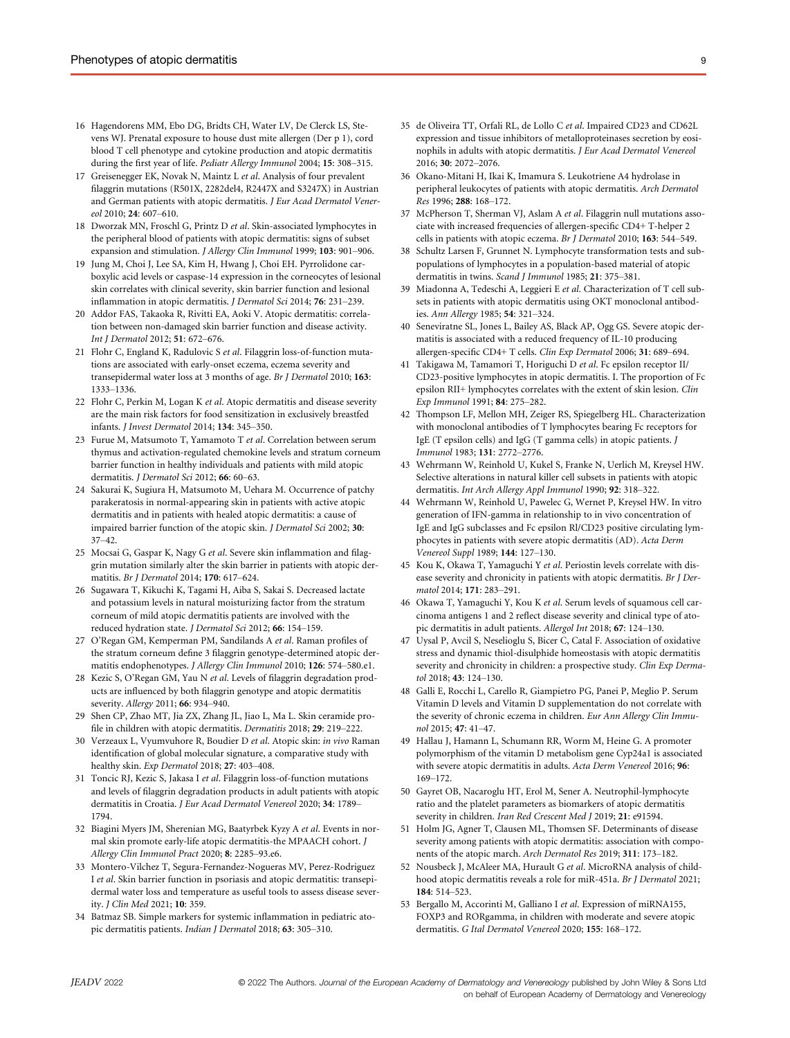16 Hagendorens MM, Ebo DG, Bridts CH, Water LV, De Clerck LS, Stevens WJ. Prenatal exposure to house dust mite allergen (Der p 1), cord blood T cell phenotype and cytokine production and atopic dermatitis during the first year of life. *Pediatr Allergy Immunol* 2004; **15**: 308–315.

17 Greisenegger EK, Novak N, Maintz L *et al*. Analysis of four prevalent filaggrin mutations (R501X, 2282del4, R2447X and S3247X) in Austrian and German patients with atopic dermatitis. *J Eur Acad Dermatol Venereol* 2010; **24**: 607–610.

18 Dworzak MN, Froschl G, Printz D *et al*. Skin-associated lymphocytes in the peripheral blood of patients with atopic dermatitis: signs of subset expansion and stimulation. *J Allergy Clin Immunol* 1999; **103**: 901–906.

19 Jung M, Choi J, Lee SA, Kim H, Hwang J, Choi EH. Pyrrolidone carboxylic acid levels or caspase-14 expression in the corneocytes of lesional skin correlates with clinical severity, skin barrier function and lesional inflammation in atopic dermatitis. *J Dermatol Sci* 2014; **76**: 231–239.

20 Addor FAS, Takaoka R, Rivitti EA, Aoki V. Atopic dermatitis: correlation between non-damaged skin barrier function and disease activity. *Int J Dermatol* 2012; **51**: 672–676.

21 Flohr C, England K, Radulovic S *et al*. Filaggrin loss-of-function mutations are associated with early-onset eczema, eczema severity and transepidermal water loss at 3 months of age. *Br J Dermatol* 2010; **163**: 1333–1336.

22 Flohr C, Perkin M, Logan K *et al*. Atopic dermatitis and disease severity are the main risk factors for food sensitization in exclusively breastfed infants. *J Invest Dermatol* 2014; **134**: 345–350.

23 Furue M, Matsumoto T, Yamamoto T *et al*. Correlation between serum thymus and activation-regulated chemokine levels and stratum corneum barrier function in healthy individuals and patients with mild atopic dermatitis. *J Dermatol Sci* 2012; **66**: 60–63.

24 Sakurai K, Sugiura H, Matsumoto M, Uehara M. Occurrence of patchy parakeratosis in normal-appearing skin in patients with active atopic dermatitis and in patients with healed atopic dermatitis: a cause of impaired barrier function of the atopic skin. *J Dermatol Sci* 2002; **30**: 37–42.

25 Mocsai G, Gaspar K, Nagy G *et al*. Severe skin inflammation and filaggrin mutation similarly alter the skin barrier in patients with atopic dermatitis. *Br J Dermatol* 2014; **170**: 617–624.

26 Sugawara T, Kikuchi K, Tagami H, Aiba S, Sakai S. Decreased lactate and potassium levels in natural moisturizing factor from the stratum corneum of mild atopic dermatitis patients are involved with the reduced hydration state. *J Dermatol Sci* 2012; **66**: 154–159.

27 O'Regan GM, Kemperman PM, Sandilands A *et al*. Raman profiles of the stratum corneum define 3 filaggrin genotype-determined atopic dermatitis endophenotypes. *J Allergy Clin Immunol* 2010; **126**: 574–580.e1.

28 Kezic S, O'Regan GM, Yau N *et al*. Levels of filaggrin degradation products are influenced by both filaggrin genotype and atopic dermatitis severity. *Allergy* 2011; **66**: 934–940.

29 Shen CP, Zhao MT, Jia ZX, Zhang JL, Jiao L, Ma L. Skin ceramide profile in children with atopic dermatitis. *Dermatitis* 2018; **29**: 219–222.

30 Verzeaux L, Vyumvuhore R, Boudier D *et al*. Atopic skin: *in vivo* Raman identification of global molecular signature, a comparative study with healthy skin. *Exp Dermatol* 2018; **27**: 403–408.

31 Toncic RJ, Kezic S, Jakasa I *et al*. Filaggrin loss-of-function mutations and levels of filaggrin degradation products in adult patients with atopic dermatitis in Croatia. *J Eur Acad Dermatol Venereol* 2020; **34**: 1789–1794.

32 Biagini Myers JM, Sherenian MG, Baatyrbek Kyzy A *et al*. Events in normal skin promote early-life atopic dermatitis-the MPAACH cohort. *J Allergy Clin Immunol Pract* 2020; **8**: 2285–93.e6.

33 Montero-Vilchez T, Segura-Fernandez-Nogueras MV, Perez-Rodriguez I *et al*. Skin barrier function in psoriasis and atopic dermatitis: transepidermal water loss and temperature as useful tools to assess disease severity. *J Clin Med* 2021; **10**: 359.

34 Batmaz SB. Simple markers for systemic inflammation in pediatric atopic dermatitis patients. *Indian J Dermatol* 2018; **63**: 305–310.

35 de Oliveira TT, Orfali RL, de Lollo C *et al*. Impaired CD23 and CD62L expression and tissue inhibitors of metalloproteinases secretion by eosinophils in adults with atopic dermatitis. *J Eur Acad Dermatol Venereol* 2016; **30**: 2072–2076.

36 Okano-Mitani H, Ikai K, Imamura S. Leukotriene A4 hydrolase in peripheral leukocytes of patients with atopic dermatitis. *Arch Dermatol Res* 1996; **288**: 168–172.

37 McPherson T, Sherman VJ, Aslam A *et al*. Filaggrin null mutations associate with increased frequencies of allergen-specific CD4+ T-helper 2 cells in patients with atopic eczema. *Br J Dermatol* 2010; **163**: 544–549.

38 Schultz Larsen F, Grunnet N. Lymphocyte transformation tests and subpopulations of lymphocytes in a population-based material of atopic dermatitis in twins. *Scand J Immunol* 1985; **21**: 375–381.

39 Miadonna A, Tedeschi A, Leggieri E *et al*. Characterization of T cell subsets in patients with atopic dermatitis using OKT monoclonal antibodies. *Ann Allergy* 1985; **54**: 321–324.

40 Seneviratne SL, Jones L, Bailey AS, Black AP, Ogg GS. Severe atopic dermatitis is associated with a reduced frequency of IL-10 producing allergen-specific CD4+ T cells. *Clin Exp Dermatol* 2006; **31**: 689–694.

41 Takigawa M, Tamamori T, Horiguchi D *et al*. Fc epsilon receptor II/CD23-positive lymphocytes in atopic dermatitis. I. The proportion of Fc epsilon RII+ lymphocytes correlates with the extent of skin lesion. *Clin Exp Immunol* 1991; **84**: 275–282.

42 Thompson LF, Mellon MH, Zeiger RS, Spiegelberg HL. Characterization with monoclonal antibodies of T lymphocytes bearing Fc receptors for IgE (T epsilon cells) and IgG (T gamma cells) in atopic patients. *J Immunol* 1983; **131**: 2772–2776.

43 Wehrmann W, Reinhold U, Kukel S, Franke N, Uerlich M, Kreysel HW. Selective alterations in natural killer cell subsets in patients with atopic dermatitis. *Int Arch Allergy Appl Immunol* 1990; **92**: 318–322.

44 Wehrmann W, Reinhold U, Pawelec G, Wernet P, Kreysel HW. In vitro generation of IFN-gamma in relationship to in vivo concentration of IgE and IgG subclasses and Fc epsilon Rl/CD23 positive circulating lymphocytes in patients with severe atopic dermatitis (AD). *Acta Derm Venereol Suppl* 1989; **144**: 127–130.

45 Kou K, Okawa T, Yamaguchi Y *et al*. Periostin levels correlate with disease severity and chronicity in patients with atopic dermatitis. *Br J Dermatol* 2014; **171**: 283–291.

46 Okawa T, Yamaguchi Y, Kou K *et al*. Serum levels of squamous cell carcinoma antigens 1 and 2 reflect disease severity and clinical type of atopic dermatitis in adult patients. *Allergol Int* 2018; **67**: 124–130.

47 Uysal P, Avcil S, Neselioglu S, Bicer C, Catal F. Association of oxidative stress and dynamic thiol-disulphide homeostasis with atopic dermatitis severity and chronicity in children: a prospective study. *Clin Exp Dermatol* 2018; **43**: 124–130.

48 Galli E, Rocchi L, Carello R, Giampietro PG, Panei P, Meglio P. Serum Vitamin D levels and Vitamin D supplementation do not correlate with the severity of chronic eczema in children. *Eur Ann Allergy Clin Immunol* 2015; **47**: 41–47.

49 Hallau J, Hamann L, Schumann RR, Worm M, Heine G. A promoter polymorphism of the vitamin D metabolism gene Cyp24a1 is associated with severe atopic dermatitis in adults. *Acta Derm Venereol* 2016; **96**: 169–172.

50 Gayret OB, Nacaroglu HT, Erol M, Sener A. Neutrophil-lymphocyte ratio and the platelet parameters as biomarkers of atopic dermatitis severity in children. *Iran Red Crescent Med J* 2019; **21**: e91594.

51 Holm JG, Agner T, Clausen ML, Thomsen SF. Determinants of disease severity among patients with atopic dermatitis: association with components of the atopic march. *Arch Dermatol Res* 2019; **311**: 173–182.

52 Nousbeck J, McAleer MA, Hurault G *et al*. MicroRNA analysis of childhood atopic dermatitis reveals a role for miR-451a. *Br J Dermatol* 2021; **184**: 514–523.

53 Bergallo M, Accorinti M, Galliano I *et al*. Expression of miRNA155, FOXP3 and RORgamma, in children with moderate and severe atopic dermatitis. *G Ital Dermatol Venereol* 2020; **155**: 168–172.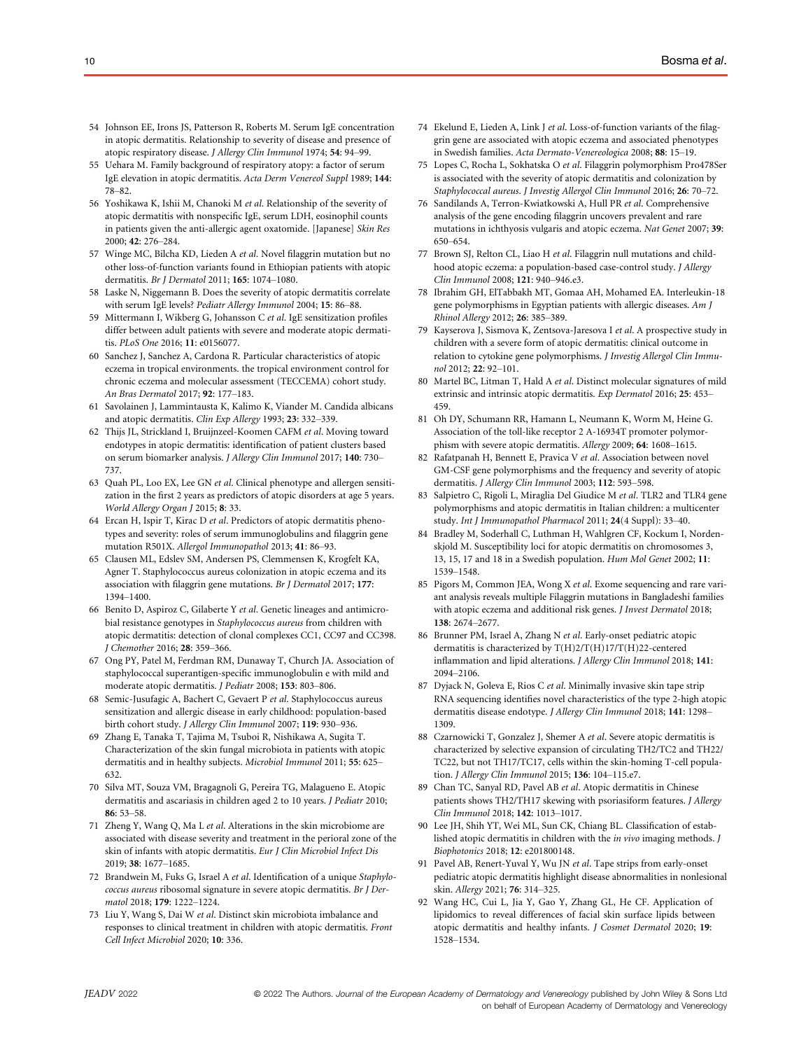54 Johnson EE, Irons JS, Patterson R, Roberts M. Serum IgE concentration in atopic dermatitis. Relationship to severity of disease and presence of atopic respiratory disease. *J Allergy Clin Immunol* 1974; **54**: 94–99.

55 Uehara M. Family background of respiratory atopy: a factor of serum IgE elevation in atopic dermatitis. *Acta Derm Venereol Suppl* 1989; **144**: 78–82.

56 Yoshikawa K, Ishii M, Chanoki M *et al*. Relationship of the severity of atopic dermatitis with nonspecific IgE, serum LDH, eosinophil counts in patients given the anti-allergic agent oxatomide. [Japanese] *Skin Res* 2000; **42**: 276–284.

57 Winge MC, Bilcha KD, Lieden A *et al*. Novel filaggrin mutation but no other loss-of-function variants found in Ethiopian patients with atopic dermatitis. *Br J Dermatol* 2011; **165**: 1074–1080.

58 Laske N, Niggemann B. Does the severity of atopic dermatitis correlate with serum IgE levels? *Pediatr Allergy Immunol* 2004; **15**: 86–88.

59 Mittermann I, Wikberg G, Johansson C *et al*. IgE sensitization profiles differ between adult patients with severe and moderate atopic dermatitis. *PLoS One* 2016; **11**: e0156077.

60 Sanchez J, Sanchez A, Cardona R. Particular characteristics of atopic eczema in tropical environments. the tropical environment control for chronic eczema and molecular assessment (TECCEMA) cohort study. *An Bras Dermatol* 2017; **92**: 177–183.

61 Savolainen J, Lammintausta K, Kalimo K, Viander M. Candida albicans and atopic dermatitis. *Clin Exp Allergy* 1993; **23**: 332–339.

62 Thijs JL, Strickland I, Bruijnzeel-Koomen CAFM *et al*. Moving toward endotypes in atopic dermatitis: identification of patient clusters based on serum biomarker analysis. *J Allergy Clin Immunol* 2017; **140**: 730–737.

63 Quah PL, Loo EX, Lee GN *et al*. Clinical phenotype and allergen sensitization in the first 2 years as predictors of atopic disorders at age 5 years. *World Allergy Organ J* 2015; **8**: 33.

64 Ercan H, Ispir T, Kirac D *et al*. Predictors of atopic dermatitis phenotypes and severity: roles of serum immunoglobulins and filaggrin gene mutation R501X. *Allergol Immunopathol* 2013; **41**: 86–93.

65 Clausen ML, Edslev SM, Andersen PS, Clemmensen K, Krogfelt KA, Agner T. Staphylococcus aureus colonization in atopic eczema and its association with filaggrin gene mutations. *Br J Dermatol* 2017; **177**: 1394–1400.

66 Benito D, Aspiroz C, Gilaberte Y *et al*. Genetic lineages and antimicrobial resistance genotypes in *Staphylococcus aureus* from children with atopic dermatitis: detection of clonal complexes CC1, CC97 and CC398. *J Chemother* 2016; **28**: 359–366.

67 Ong PY, Patel M, Ferdman RM, Dunaway T, Church JA. Association of staphylococcal superantigen-specific immunoglobulin e with mild and moderate atopic dermatitis. *J Pediatr* 2008; **153**: 803–806.

68 Semic-Jusufagic A, Bachert C, Gevaert P *et al*. Staphylococcus aureus sensitization and allergic disease in early childhood: population-based birth cohort study. *J Allergy Clin Immunol* 2007; **119**: 930–936.

69 Zhang E, Tanaka T, Tajima M, Tsuboi R, Nishikawa A, Sugita T. Characterization of the skin fungal microbiota in patients with atopic dermatitis and in healthy subjects. *Microbiol Immunol* 2011; **55**: 625–632.

70 Silva MT, Souza VM, Bragagnoli G, Pereira TG, Malagueno E. Atopic dermatitis and ascariasis in children aged 2 to 10 years. *J Pediatr* 2010; **86**: 53–58.

71 Zheng Y, Wang Q, Ma L *et al*. Alterations in the skin microbiome are associated with disease severity and treatment in the perioral zone of the skin of infants with atopic dermatitis. *Eur J Clin Microbiol Infect Dis* 2019; **38**: 1677–1685.

72 Brandwein M, Fuks G, Israel A *et al*. Identification of a unique *Staphylococcus aureus* ribosomal signature in severe atopic dermatitis. *Br J Dermatol* 2018; **179**: 1222–1224.

73 Liu Y, Wang S, Dai W *et al*. Distinct skin microbiota imbalance and responses to clinical treatment in children with atopic dermatitis. *Front Cell Infect Microbiol* 2020; **10**: 336.

74 Ekelund E, Lieden A, Link J *et al*. Loss-of-function variants of the filaggrin gene are associated with atopic eczema and associated phenotypes in Swedish families. *Acta Dermato-Venereologica* 2008; **88**: 15–19.

75 Lopes C, Rocha L, Sokhatska O *et al*. Filaggrin polymorphism Pro478Ser is associated with the severity of atopic dermatitis and colonization by *Staphylococcal aureus*. *J Investig Allergol Clin Immunol* 2016; **26**: 70–72.

76 Sandilands A, Terron-Kwiatkowski A, Hull PR *et al*. Comprehensive analysis of the gene encoding filaggrin uncovers prevalent and rare mutations in ichthyosis vulgaris and atopic eczema. *Nat Genet* 2007; **39**: 650–654.

77 Brown SJ, Relton CL, Liao H *et al*. Filaggrin null mutations and childhood atopic eczema: a population-based case-control study. *J Allergy Clin Immunol* 2008; **121**: 940–946.e3.

78 Ibrahim GH, ElTabbakh MT, Gomaa AH, Mohamed EA. Interleukin-18 gene polymorphisms in Egyptian patients with allergic diseases. *Am J Rhinol Allergy* 2012; **26**: 385–389.

79 Kayserova J, Sismova K, Zentsova-Jaresova I *et al*. A prospective study in children with a severe form of atopic dermatitis: clinical outcome in relation to cytokine gene polymorphisms. *J Investig Allergol Clin Immunol* 2012; **22**: 92–101.

80 Martel BC, Litman T, Hald A *et al*. Distinct molecular signatures of mild extrinsic and intrinsic atopic dermatitis. *Exp Dermatol* 2016; **25**: 453–459.

81 Oh DY, Schumann RR, Hamann L, Neumann K, Worm M, Heine G. Association of the toll-like receptor 2 A-16934T promoter polymorphism with severe atopic dermatitis. *Allergy* 2009; **64**: 1608–1615.

82 Rafatpanah H, Bennett E, Pravica V *et al*. Association between novel GM-CSF gene polymorphisms and the frequency and severity of atopic dermatitis. *J Allergy Clin Immunol* 2003; **112**: 593–598.

83 Salpietro C, Rigoli L, Miraglia Del Giudice M *et al*. TLR2 and TLR4 gene polymorphisms and atopic dermatitis in Italian children: a multicenter study. *Int J Immunopathol Pharmacol* 2011; **24**(4 Suppl): 33–40.

84 Bradley M, Soderhall C, Luthman H, Wahlgren CF, Kockum I, Nordenskjold M. Susceptibility loci for atopic dermatitis on chromosomes 3, 13, 15, 17 and 18 in a Swedish population. *Hum Mol Genet* 2002; **11**: 1539–1548.

85 Pigors M, Common JEA, Wong X *et al*. Exome sequencing and rare variant analysis reveals multiple Filaggrin mutations in Bangladeshi families with atopic eczema and additional risk genes. *J Invest Dermatol* 2018; **138**: 2674–2677.

86 Brunner PM, Israel A, Zhang N *et al*. Early-onset pediatric atopic dermatitis is characterized by T(H)2/T(H)17/T(H)22-centered inflammation and lipid alterations. *J Allergy Clin Immunol* 2018; **141**: 2094–2106.

87 Dyjack N, Goleva E, Rios C *et al*. Minimally invasive skin tape strip RNA sequencing identifies novel characteristics of the type 2-high atopic dermatitis disease endotype. *J Allergy Clin Immunol* 2018; **141**: 1298–1309.

88 Czarnowicki T, Gonzalez J, Shemer A *et al*. Severe atopic dermatitis is characterized by selective expansion of circulating TH2/TC2 and TH22/TC22, but not TH17/TC17, cells within the skin-homing T-cell population. *J Allergy Clin Immunol* 2015; **136**: 104–115.e7.

89 Chan TC, Sanyal RD, Pavel AB *et al*. Atopic dermatitis in Chinese patients shows TH2/TH17 skewing with psoriasiform features. *J Allergy Clin Immunol* 2018; **142**: 1013–1017.

90 Lee JH, Shih YT, Wei ML, Sun CK, Chiang BL. Classification of established atopic dermatitis in children with the *in vivo* imaging methods. *J Biophotonics* 2018; **12**: e201800148.

91 Pavel AB, Renert-Yuval Y, Wu JN *et al*. Tape strips from early-onset pediatric atopic dermatitis highlight disease abnormalities in nonlesional skin. *Allergy* 2021; **76**: 314–325.

92 Wang HC, Cui L, Jia Y, Gao Y, Zhang GL, He CF. Application of lipidomics to reveal differences of facial skin surface lipids between atopic dermatitis and healthy infants. *J Cosmet Dermatol* 2020; **19**: 1528–1534.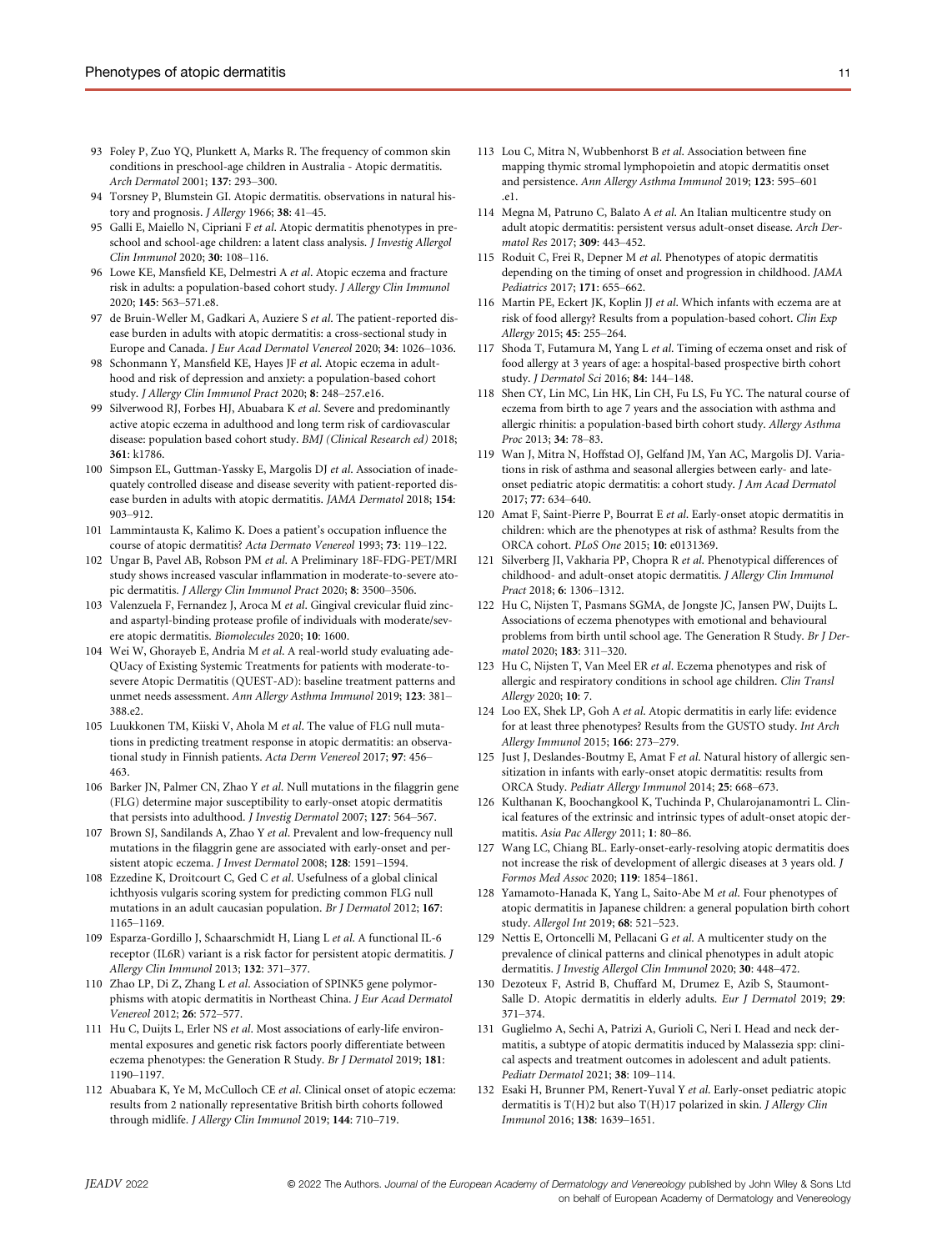93 Foley P, Zuo YQ, Plunkett A, Marks R. The frequency of common skin conditions in preschool-age children in Australia - Atopic dermatitis. *Arch Dermatol* 2001; **137**: 293–300.

94 Torsney P, Blumstein GI. Atopic dermatitis. observations in natural history and prognosis. *J Allergy* 1966; **38**: 41–45.

95 Galli E, Maiello N, Cipriani F *et al*. Atopic dermatitis phenotypes in preschool and school-age children: a latent class analysis. *J Investig Allergol Clin Immunol* 2020; **30**: 108–116.

96 Lowe KE, Mansfield KE, Delmestri A *et al*. Atopic eczema and fracture risk in adults: a population-based cohort study. *J Allergy Clin Immunol* 2020; **145**: 563–571.e8.

97 de Bruin-Weller M, Gadkari A, Auziere S *et al*. The patient-reported disease burden in adults with atopic dermatitis: a cross-sectional study in Europe and Canada. *J Eur Acad Dermatol Venereol* 2020; **34**: 1026–1036.

98 Schonmann Y, Mansfield KE, Hayes JF *et al*. Atopic eczema in adulthood and risk of depression and anxiety: a population-based cohort study. *J Allergy Clin Immunol Pract* 2020; **8**: 248–257.e16.

99 Silverwood RJ, Forbes HJ, Abuabara K *et al*. Severe and predominantly active atopic eczema in adulthood and long term risk of cardiovascular disease: population based cohort study. *BMJ (Clinical Research ed)* 2018; **361**: k1786.

100 Simpson EL, Guttman-Yassky E, Margolis DJ *et al*. Association of inadequately controlled disease and disease severity with patient-reported disease burden in adults with atopic dermatitis. *JAMA Dermatol* 2018; **154**: 903–912.

101 Lammintausta K, Kalimo K. Does a patient's occupation influence the course of atopic dermatitis? *Acta Dermato Venereol* 1993; **73**: 119–122.

102 Ungar B, Pavel AB, Robson PM *et al*. A Preliminary 18F-FDG-PET/MRI study shows increased vascular inflammation in moderate-to-severe atopic dermatitis. *J Allergy Clin Immunol Pract* 2020; **8**: 3500–3506.

103 Valenzuela F, Fernandez J, Aroca M *et al*. Gingival crevicular fluid zinc- and aspartyl-binding protease profile of individuals with moderate/severe atopic dermatitis. *Biomolecules* 2020; **10**: 1600.

104 Wei W, Ghorayeb E, Andria M *et al*. A real-world study evaluating adeQUacy of Existing Systemic Treatments for patients with moderate-to-severe Atopic Dermatitis (QUEST-AD): baseline treatment patterns and unmet needs assessment. *Ann Allergy Asthma Immunol* 2019; **123**: 381–388.e2.

105 Luukkonen TM, Kiiski V, Ahola M *et al*. The value of FLG null mutations in predicting treatment response in atopic dermatitis: an observational study in Finnish patients. *Acta Derm Venereol* 2017; **97**: 456–463.

106 Barker JN, Palmer CN, Zhao Y *et al*. Null mutations in the filaggrin gene (FLG) determine major susceptibility to early-onset atopic dermatitis that persists into adulthood. *J Investig Dermatol* 2007; **127**: 564–567.

107 Brown SJ, Sandilands A, Zhao Y *et al*. Prevalent and low-frequency null mutations in the filaggrin gene are associated with early-onset and persistent atopic eczema. *J Invest Dermatol* 2008; **128**: 1591–1594.

108 Ezzedine K, Droitcourt C, Ged C *et al*. Usefulness of a global clinical ichthyosis vulgaris scoring system for predicting common FLG null mutations in an adult caucasian population. *Br J Dermatol* 2012; **167**: 1165–1169.

109 Esparza-Gordillo J, Schaarschmidt H, Liang L *et al*. A functional IL-6 receptor (IL6R) variant is a risk factor for persistent atopic dermatitis. *J Allergy Clin Immunol* 2013; **132**: 371–377.

110 Zhao LP, Di Z, Zhang L *et al*. Association of SPINK5 gene polymorphisms with atopic dermatitis in Northeast China. *J Eur Acad Dermatol Venereol* 2012; **26**: 572–577.

111 Hu C, Duijts L, Erler NS *et al*. Most associations of early-life environmental exposures and genetic risk factors poorly differentiate between eczema phenotypes: the Generation R Study. *Br J Dermatol* 2019; **181**: 1190–1197.

112 Abuabara K, Ye M, McCulloch CE *et al*. Clinical onset of atopic eczema: results from 2 nationally representative British birth cohorts followed through midlife. *J Allergy Clin Immunol* 2019; **144**: 710–719.

113 Lou C, Mitra N, Wubbenhorst B *et al*. Association between fine mapping thymic stromal lymphopoietin and atopic dermatitis onset and persistence. *Ann Allergy Asthma Immunol* 2019; **123**: 595–601 .e1.

114 Megna M, Patruno C, Balato A *et al*. An Italian multicentre study on adult atopic dermatitis: persistent versus adult-onset disease. *Arch Dermatol Res* 2017; **309**: 443–452.

115 Roduit C, Frei R, Depner M *et al*. Phenotypes of atopic dermatitis depending on the timing of onset and progression in childhood. *JAMA Pediatrics* 2017; **171**: 655–662.

116 Martin PE, Eckert JK, Koplin JJ *et al*. Which infants with eczema are at risk of food allergy? Results from a population-based cohort. *Clin Exp Allergy* 2015; **45**: 255–264.

117 Shoda T, Futamura M, Yang L *et al*. Timing of eczema onset and risk of food allergy at 3 years of age: a hospital-based prospective birth cohort study. *J Dermatol Sci* 2016; **84**: 144–148.

118 Shen CY, Lin MC, Lin HK, Lin CH, Fu LS, Fu YC. The natural course of eczema from birth to age 7 years and the association with asthma and allergic rhinitis: a population-based birth cohort study. *Allergy Asthma Proc* 2013; **34**: 78–83.

119 Wan J, Mitra N, Hoffstad OJ, Gelfand JM, Yan AC, Margolis DJ. Variations in risk of asthma and seasonal allergies between early- and late-onset pediatric atopic dermatitis: a cohort study. *J Am Acad Dermatol* 2017; **77**: 634–640.

120 Amat F, Saint-Pierre P, Bourrat E *et al*. Early-onset atopic dermatitis in children: which are the phenotypes at risk of asthma? Results from the ORCA cohort. *PLoS One* 2015; **10**: e0131369.

121 Silverberg JI, Vakharia PP, Chopra R *et al*. Phenotypical differences of childhood- and adult-onset atopic dermatitis. *J Allergy Clin Immunol Pract* 2018; **6**: 1306–1312.

122 Hu C, Nijsten T, Pasmans SGMA, de Jongste JC, Jansen PW, Duijts L. Associations of eczema phenotypes with emotional and behavioural problems from birth until school age. The Generation R Study. *Br J Dermatol* 2020; **183**: 311–320.

123 Hu C, Nijsten T, Van Meel ER *et al*. Eczema phenotypes and risk of allergic and respiratory conditions in school age children. *Clin Transl Allergy* 2020; **10**: 7.

124 Loo EX, Shek LP, Goh A *et al*. Atopic dermatitis in early life: evidence for at least three phenotypes? Results from the GUSTO study. *Int Arch Allergy Immunol* 2015; **166**: 273–279.

125 Just J, Deslandes-Boutmy E, Amat F *et al*. Natural history of allergic sensitization in infants with early-onset atopic dermatitis: results from ORCA Study. *Pediatr Allergy Immunol* 2014; **25**: 668–673.

126 Kulthanan K, Boochangkool K, Tuchinda P, Chularojanamontri L. Clinical features of the extrinsic and intrinsic types of adult-onset atopic dermatitis. *Asia Pac Allergy* 2011; **1**: 80–86.

127 Wang LC, Chiang BL. Early-onset-early-resolving atopic dermatitis does not increase the risk of development of allergic diseases at 3 years old. *J Formos Med Assoc* 2020; **119**: 1854–1861.

128 Yamamoto-Hanada K, Yang L, Saito-Abe M *et al*. Four phenotypes of atopic dermatitis in Japanese children: a general population birth cohort study. *Allergol Int* 2019; **68**: 521–523.

129 Nettis E, Ortoncelli M, Pellacani G *et al*. A multicenter study on the prevalence of clinical patterns and clinical phenotypes in adult atopic dermatitis. *J Investig Allergol Clin Immunol* 2020; **30**: 448–472.

130 Dezoteux F, Astrid B, Chuffard M, Drumez E, Azib S, Staumont-Salle D. Atopic dermatitis in elderly adults. *Eur J Dermatol* 2019; **29**: 371–374.

131 Guglielmo A, Sechi A, Patrizi A, Gurioli C, Neri I. Head and neck dermatitis, a subtype of atopic dermatitis induced by Malassezia spp: clinical aspects and treatment outcomes in adolescent and adult patients. *Pediatr Dermatol* 2021; **38**: 109–114.

132 Esaki H, Brunner PM, Renert-Yuval Y *et al*. Early-onset pediatric atopic dermatitis is T(H)2 but also T(H)17 polarized in skin. *J Allergy Clin Immunol* 2016; **138**: 1639–1651.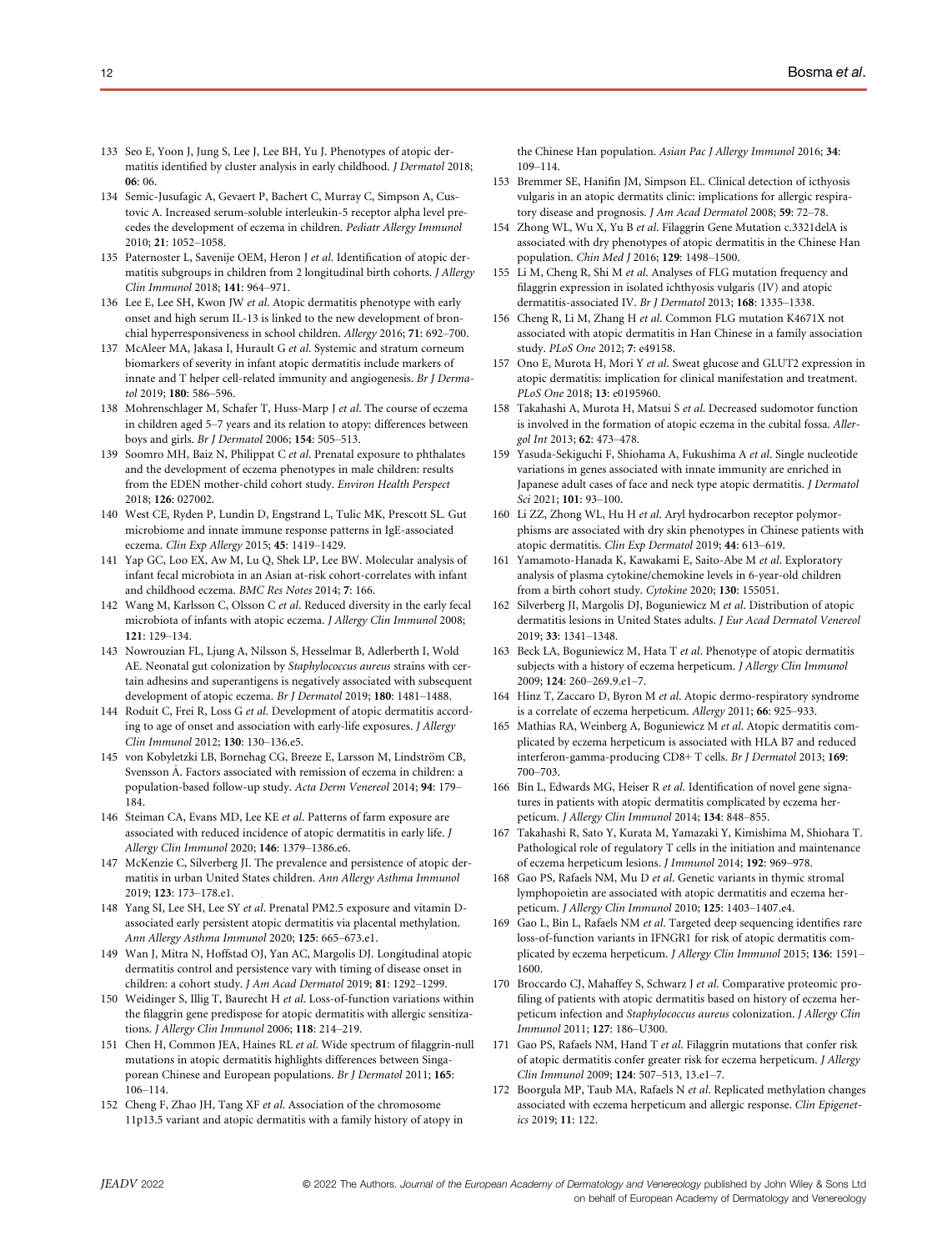133 Seo E, Yoon J, Jung S, Lee J, Lee BH, Yu J. Phenotypes of atopic dermatitis identified by cluster analysis in early childhood. *J Dermatol* 2018; **06**: 06.

134 Semic-Jusufagic A, Gevaert P, Bachert C, Murray C, Simpson A, Custovic A. Increased serum-soluble interleukin-5 receptor alpha level precedes the development of eczema in children. *Pediatr Allergy Immunol* 2010; **21**: 1052–1058.

135 Paternoster L, Savenije OEM, Heron J *et al*. Identification of atopic dermatitis subgroups in children from 2 longitudinal birth cohorts. *J Allergy Clin Immunol* 2018; **141**: 964–971.

136 Lee E, Lee SH, Kwon JW *et al*. Atopic dermatitis phenotype with early onset and high serum IL-13 is linked to the new development of bronchial hyperresponsiveness in school children. *Allergy* 2016; **71**: 692–700.

137 McAleer MA, Jakasa I, Hurault G *et al*. Systemic and stratum corneum biomarkers of severity in infant atopic dermatitis include markers of innate and T helper cell-related immunity and angiogenesis. *Br J Dermatol* 2019; **180**: 586–596.

138 Mohrenschlager M, Schafer T, Huss-Marp J *et al*. The course of eczema in children aged 5–7 years and its relation to atopy: differences between boys and girls. *Br J Dermatol* 2006; **154**: 505–513.

139 Soomro MH, Baiz N, Philippat C *et al*. Prenatal exposure to phthalates and the development of eczema phenotypes in male children: results from the EDEN mother-child cohort study. *Environ Health Perspect* 2018; **126**: 027002.

140 West CE, Ryden P, Lundin D, Engstrand L, Tulic MK, Prescott SL. Gut microbiome and innate immune response patterns in IgE-associated eczema. *Clin Exp Allergy* 2015; **45**: 1419–1429.

141 Yap GC, Loo EX, Aw M, Lu Q, Shek LP, Lee BW. Molecular analysis of infant fecal microbiota in an Asian at-risk cohort-correlates with infant and childhood eczema. *BMC Res Notes* 2014; **7**: 166.

142 Wang M, Karlsson C, Olsson C *et al*. Reduced diversity in the early fecal microbiota of infants with atopic eczema. *J Allergy Clin Immunol* 2008; **121**: 129–134.

143 Nowrouzian FL, Ljung A, Nilsson S, Hesselmar B, Adlerberth I, Wold AE. Neonatal gut colonization by *Staphylococcus aureus* strains with certain adhesins and superantigens is negatively associated with subsequent development of atopic eczema. *Br J Dermatol* 2019; **180**: 1481–1488.

144 Roduit C, Frei R, Loss G *et al*. Development of atopic dermatitis according to age of onset and association with early-life exposures. *J Allergy Clin Immunol* 2012; **130**: 130–136.e5.

145 von Kobyletzki LB, Bornehag CG, Breeze E, Larsson M, Lindström CB, Svensson Å. Factors associated with remission of eczema in children: a population-based follow-up study. *Acta Derm Venereol* 2014; **94**: 179–184.

146 Steiman CA, Evans MD, Lee KE *et al*. Patterns of farm exposure are associated with reduced incidence of atopic dermatitis in early life. *J Allergy Clin Immunol* 2020; **146**: 1379–1386.e6.

147 McKenzie C, Silverberg JI. The prevalence and persistence of atopic dermatitis in urban United States children. *Ann Allergy Asthma Immunol* 2019; **123**: 173–178.e1.

148 Yang SI, Lee SH, Lee SY *et al*. Prenatal PM2.5 exposure and vitamin D-associated early persistent atopic dermatitis via placental methylation. *Ann Allergy Asthma Immunol* 2020; **125**: 665–673.e1.

149 Wan J, Mitra N, Hoffstad OJ, Yan AC, Margolis DJ. Longitudinal atopic dermatitis control and persistence vary with timing of disease onset in children: a cohort study. *J Am Acad Dermatol* 2019; **81**: 1292–1299.

150 Weidinger S, Illig T, Baurecht H *et al*. Loss-of-function variations within the filaggrin gene predispose for atopic dermatitis with allergic sensitizations. *J Allergy Clin Immunol* 2006; **118**: 214–219.

151 Chen H, Common JEA, Haines RL *et al*. Wide spectrum of filaggrin-null mutations in atopic dermatitis highlights differences between Singaporean Chinese and European populations. *Br J Dermatol* 2011; **165**: 106–114.

152 Cheng F, Zhao JH, Tang XF *et al*. Association of the chromosome 11p13.5 variant and atopic dermatitis with a family history of atopy in the Chinese Han population. *Asian Pac J Allergy Immunol* 2016; **34**: 109–114.

153 Bremmer SE, Hanifin JM, Simpson EL. Clinical detection of icthyosis vulgaris in an atopic dermatitis clinic: implications for allergic respiratory disease and prognosis. *J Am Acad Dermatol* 2008; **59**: 72–78.

154 Zhong WL, Wu X, Yu B *et al*. Filaggrin Gene Mutation c.3321delA is associated with dry phenotypes of atopic dermatitis in the Chinese Han population. *Chin Med J* 2016; **129**: 1498–1500.

155 Li M, Cheng R, Shi M *et al*. Analyses of FLG mutation frequency and filaggrin expression in isolated ichthyosis vulgaris (IV) and atopic dermatitis-associated IV. *Br J Dermatol* 2013; **168**: 1335–1338.

156 Cheng R, Li M, Zhang H *et al*. Common FLG mutation K4671X not associated with atopic dermatitis in Han Chinese in a family association study. *PLoS One* 2012; **7**: e49158.

157 Ono E, Murota H, Mori Y *et al*. Sweat glucose and GLUT2 expression in atopic dermatitis: implication for clinical manifestation and treatment. *PLoS One* 2018; **13**: e0195960.

158 Takahashi A, Murota H, Matsui S *et al*. Decreased sudomotor function is involved in the formation of atopic eczema in the cubital fossa. *Allergol Int* 2013; **62**: 473–478.

159 Yasuda-Sekiguchi F, Shiohama A, Fukushima A *et al*. Single nucleotide variations in genes associated with innate immunity are enriched in Japanese adult cases of face and neck type atopic dermatitis. *J Dermatol Sci* 2021; **101**: 93–100.

160 Li ZZ, Zhong WL, Hu H *et al*. Aryl hydrocarbon receptor polymorphisms are associated with dry skin phenotypes in Chinese patients with atopic dermatitis. *Clin Exp Dermatol* 2019; **44**: 613–619.

161 Yamamoto-Hanada K, Kawakami E, Saito-Abe M *et al*. Exploratory analysis of plasma cytokine/chemokine levels in 6-year-old children from a birth cohort study. *Cytokine* 2020; **130**: 155051.

162 Silverberg JI, Margolis DJ, Boguniewicz M *et al*. Distribution of atopic dermatitis lesions in United States adults. *J Eur Acad Dermatol Venereol* 2019; **33**: 1341–1348.

163 Beck LA, Boguniewicz M, Hata T *et al*. Phenotype of atopic dermatitis subjects with a history of eczema herpeticum. *J Allergy Clin Immunol* 2009; **124**: 260–269.9.e1–7.

164 Hinz T, Zaccaro D, Byron M *et al*. Atopic dermo-respiratory syndrome is a correlate of eczema herpeticum. *Allergy* 2011; **66**: 925–933.

165 Mathias RA, Weinberg A, Boguniewicz M *et al*. Atopic dermatitis complicated by eczema herpeticum is associated with HLA B7 and reduced interferon-gamma-producing CD8+ T cells. *Br J Dermatol* 2013; **169**: 700–703.

166 Bin L, Edwards MG, Heiser R *et al*. Identification of novel gene signatures in patients with atopic dermatitis complicated by eczema herpeticum. *J Allergy Clin Immunol* 2014; **134**: 848–855.

167 Takahashi R, Sato Y, Kurata M, Yamazaki Y, Kimishima M, Shiohara T. Pathological role of regulatory T cells in the initiation and maintenance of eczema herpeticum lesions. *J Immunol* 2014; **192**: 969–978.

168 Gao PS, Rafaels NM, Mu D *et al*. Genetic variants in thymic stromal lymphopoietin are associated with atopic dermatitis and eczema herpeticum. *J Allergy Clin Immunol* 2010; **125**: 1403–1407.e4.

169 Gao L, Bin L, Rafaels NM *et al*. Targeted deep sequencing identifies rare loss-of-function variants in IFNGR1 for risk of atopic dermatitis complicated by eczema herpeticum. *J Allergy Clin Immunol* 2015; **136**: 1591–1600.

170 Broccardo CJ, Mahaffey S, Schwarz J *et al*. Comparative proteomic profiling of patients with atopic dermatitis based on history of eczema herpeticum infection and *Staphylococcus aureus* colonization. *J Allergy Clin Immunol* 2011; **127**: 186–U300.

171 Gao PS, Rafaels NM, Hand T *et al*. Filaggrin mutations that confer risk of atopic dermatitis confer greater risk for eczema herpeticum. *J Allergy Clin Immunol* 2009; **124**: 507–513, 13.e1–7.

172 Boorgula MP, Taub MA, Rafaels N *et al*. Replicated methylation changes associated with eczema herpeticum and allergic response. *Clin Epigenetics* 2019; **11**: 122.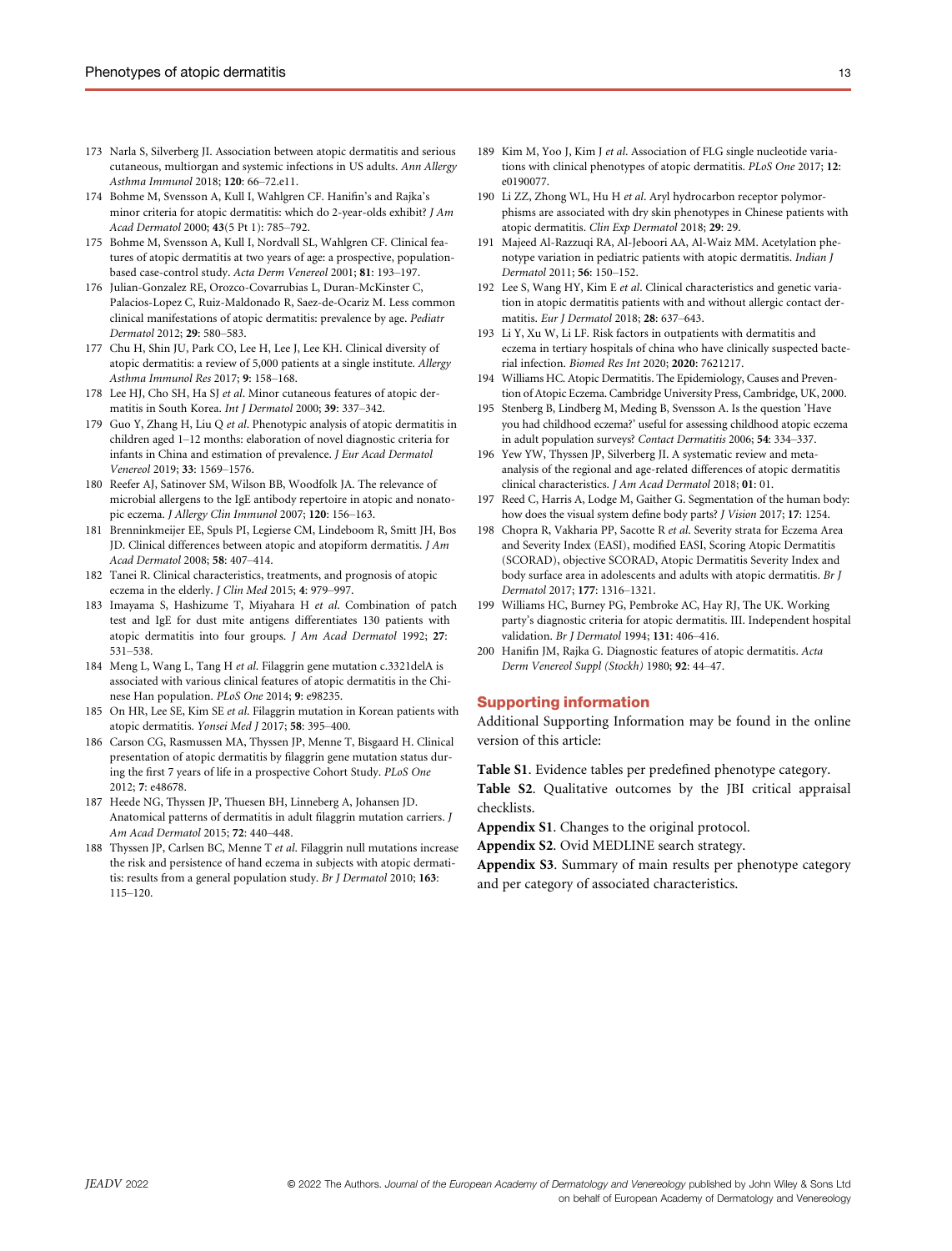173 Narla S, Silverberg JI. Association between atopic dermatitis and serious cutaneous, multiorgan and systemic infections in US adults. *Ann Allergy Asthma Immunol* 2018; **120**: 66–72.e11.

174 Bohme M, Svensson A, Kull I, Wahlgren CF. Hanifin's and Rajka's minor criteria for atopic dermatitis: which do 2-year-olds exhibit? *J Am Acad Dermatol* 2000; **43**(5 Pt 1): 785–792.

175 Bohme M, Svensson A, Kull I, Nordvall SL, Wahlgren CF. Clinical features of atopic dermatitis at two years of age: a prospective, population-based case-control study. *Acta Derm Venereol* 2001; **81**: 193–197.

176 Julian-Gonzalez RE, Orozco-Covarrubias L, Duran-McKinster C, Palacios-Lopez C, Ruiz-Maldonado R, Saez-de-Ocariz M. Less common clinical manifestations of atopic dermatitis: prevalence by age. *Pediatr Dermatol* 2012; **29**: 580–583.

177 Chu H, Shin JU, Park CO, Lee H, Lee J, Lee KH. Clinical diversity of atopic dermatitis: a review of 5,000 patients at a single institute. *Allergy Asthma Immunol Res* 2017; **9**: 158–168.

178 Lee HJ, Cho SH, Ha SJ *et al*. Minor cutaneous features of atopic dermatitis in South Korea. *Int J Dermatol* 2000; **39**: 337–342.

179 Guo Y, Zhang H, Liu Q *et al*. Phenotypic analysis of atopic dermatitis in children aged 1–12 months: elaboration of novel diagnostic criteria for infants in China and estimation of prevalence. *J Eur Acad Dermatol Venereol* 2019; **33**: 1569–1576.

180 Reefer AJ, Satinover SM, Wilson BB, Woodfolk JA. The relevance of microbial allergens to the IgE antibody repertoire in atopic and nonatopic eczema. *J Allergy Clin Immunol* 2007; **120**: 156–163.

181 Brenninkmeijer EE, Spuls PI, Legierse CM, Lindeboom R, Smitt JH, Bos JD. Clinical differences between atopic and atopiform dermatitis. *J Am Acad Dermatol* 2008; **58**: 407–414.

182 Tanei R. Clinical characteristics, treatments, and prognosis of atopic eczema in the elderly. *J Clin Med* 2015; **4**: 979–997.

183 Imayama S, Hashizume T, Miyahara H *et al*. Combination of patch test and IgE for dust mite antigens differentiates 130 patients with atopic dermatitis into four groups. *J Am Acad Dermatol* 1992; **27**: 531–538.

184 Meng L, Wang L, Tang H *et al*. Filaggrin gene mutation c.3321delA is associated with various clinical features of atopic dermatitis in the Chinese Han population. *PLoS One* 2014; **9**: e98235.

185 On HR, Lee SE, Kim SE *et al*. Filaggrin mutation in Korean patients with atopic dermatitis. *Yonsei Med J* 2017; **58**: 395–400.

186 Carson CG, Rasmussen MA, Thyssen JP, Menne T, Bisgaard H. Clinical presentation of atopic dermatitis by filaggrin gene mutation status during the first 7 years of life in a prospective Cohort Study. *PLoS One* 2012; **7**: e48678.

187 Heede NG, Thyssen JP, Thuesen BH, Linneberg A, Johansen JD. Anatomical patterns of dermatitis in adult filaggrin mutation carriers. *J Am Acad Dermatol* 2015; **72**: 440–448.

188 Thyssen JP, Carlsen BC, Menne T *et al*. Filaggrin null mutations increase the risk and persistence of hand eczema in subjects with atopic dermatitis: results from a general population study. *Br J Dermatol* 2010; **163**: 115–120.

189 Kim M, Yoo J, Kim J *et al*. Association of FLG single nucleotide variations with clinical phenotypes of atopic dermatitis. *PLoS One* 2017; **12**: e0190077.

190 Li ZZ, Zhong WL, Hu H *et al*. Aryl hydrocarbon receptor polymorphisms are associated with dry skin phenotypes in Chinese patients with atopic dermatitis. *Clin Exp Dermatol* 2018; **29**: 29.

191 Majeed Al-Razzuqi RA, Al-Jeboori AA, Al-Waiz MM. Acetylation phenotype variation in pediatric patients with atopic dermatitis. *Indian J Dermatol* 2011; **56**: 150–152.

192 Lee S, Wang HY, Kim E *et al*. Clinical characteristics and genetic variation in atopic dermatitis patients with and without allergic contact dermatitis. *Eur J Dermatol* 2018; **28**: 637–643.

193 Li Y, Xu W, Li LF. Risk factors in outpatients with dermatitis and eczema in tertiary hospitals of china who have clinically suspected bacterial infection. *Biomed Res Int* 2020; **2020**: 7621217.

194 Williams HC. Atopic Dermatitis. The Epidemiology, Causes and Prevention of Atopic Eczema. Cambridge University Press, Cambridge, UK, 2000.

195 Stenberg B, Lindberg M, Meding B, Svensson A. Is the question 'Have you had childhood eczema?' useful for assessing childhood atopic eczema in adult population surveys? *Contact Dermatitis* 2006; **54**: 334–337.

196 Yew YW, Thyssen JP, Silverberg JI. A systematic review and meta-analysis of the regional and age-related differences of atopic dermatitis clinical characteristics. *J Am Acad Dermatol* 2018; **01**: 01.

197 Reed C, Harris A, Lodge M, Gaither G. Segmentation of the human body: how does the visual system define body parts? *J Vision* 2017; **17**: 1254.

198 Chopra R, Vakharia PP, Sacotte R *et al*. Severity strata for Eczema Area and Severity Index (EASI), modified EASI, Scoring Atopic Dermatitis (SCORAD), objective SCORAD, Atopic Dermatitis Severity Index and body surface area in adolescents and adults with atopic dermatitis. *Br J Dermatol* 2017; **177**: 1316–1321.

199 Williams HC, Burney PG, Pembroke AC, Hay RJ, The UK. Working party's diagnostic criteria for atopic dermatitis. III. Independent hospital validation. *Br J Dermatol* 1994; **131**: 406–416.

200 Hanifin JM, Rajka G. Diagnostic features of atopic dermatitis. *Acta Derm Venereol Suppl (Stockh)* 1980; **92**: 44–47.

## Supporting information

Additional Supporting Information may be found in the online version of this article:

**Table S1**. Evidence tables per predefined phenotype category.

**Table S2**. Qualitative outcomes by the JBI critical appraisal checklists.

**Appendix S1**. Changes to the original protocol.

**Appendix S2**. Ovid MEDLINE search strategy.

**Appendix S3**. Summary of main results per phenotype category and per category of associated characteristics.